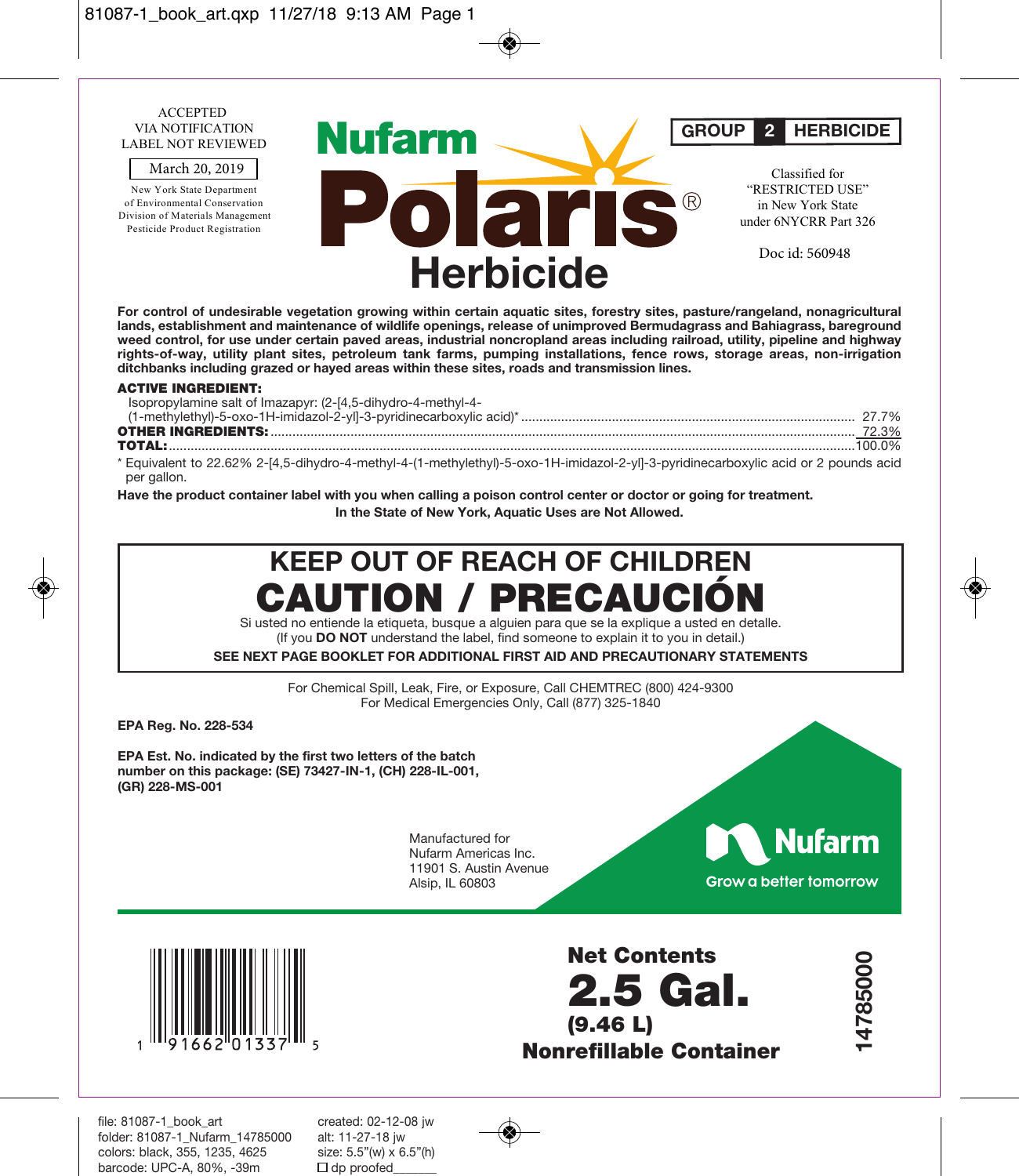ACCEPTED
VIA NOTIFICATION
LABEL NOT REVIEWED

March 20, 2019

New York State Department
of Environmental Conservation
Division of Materials Management
Pesticide Product Registration

# Nufarm Polaris® Herbicide

**GROUP 2 HERBICIDE**

Classified for "RESTRICTED USE" in New York State under 6NYCRR Part 326

Doc id: 560948

**For control of undesirable vegetation growing within certain aquatic sites, forestry sites, pasture/rangeland, nonagricultural lands, establishment and maintenance of wildlife openings, release of unimproved Bermudagrass and Bahiagrass, bareground weed control, for use under certain paved areas, industrial noncropland areas including railroad, utility, pipeline and highway rights-of-way, utility plant sites, petroleum tank farms, pumping installations, fence rows, storage areas, non-irrigation ditchbanks including grazed or hayed areas within these sites, roads and transmission lines.**

**ACTIVE INGREDIENT:**

| | |
|---|---|
| Isopropylamine salt of Imazapyr: (2-[4,5-dihydro-4-methyl-4-(1-methylethyl)-5-oxo-1H-imidazol-2-yl]-3-pyridinecarboxylic acid)* | 27.7% |
| **OTHER INGREDIENTS:** | 72.3% |
| **TOTAL:** | 100.0% |

* Equivalent to 22.62% 2-[4,5-dihydro-4-methyl-4-(1-methylethyl)-5-oxo-1H-imidazol-2-yl]-3-pyridinecarboxylic acid or 2 pounds acid per gallon.

**Have the product container label with you when calling a poison control center or doctor or going for treatment.**

**In the State of New York, Aquatic Uses are Not Allowed.**

## KEEP OUT OF REACH OF CHILDREN

## CAUTION / PRECAUCIÓN

Si usted no entiende la etiqueta, busque a alguien para que se la explique a usted en detalle.
(If you **DO NOT** understand the label, find someone to explain it to you in detail.)

**SEE NEXT PAGE BOOKLET FOR ADDITIONAL FIRST AID AND PRECAUTIONARY STATEMENTS**

For Chemical Spill, Leak, Fire, or Exposure, Call CHEMTREC (800) 424-9300
For Medical Emergencies Only, Call (877) 325-1840

**EPA Reg. No. 228-534**

**EPA Est. No. indicated by the first two letters of the batch number on this package: (SE) 73427-IN-1, (CH) 228-IL-001, (GR) 228-MS-001**

Manufactured for
Nufarm Americas Inc.
11901 S. Austin Avenue
Alsip, IL 60803

Nufarm
Grow a better tomorrow

1 91662 01337 5

**Net Contents**
**2.5 Gal.**
**(9.46 L)**
**Nonrefillable Container**

**14785000**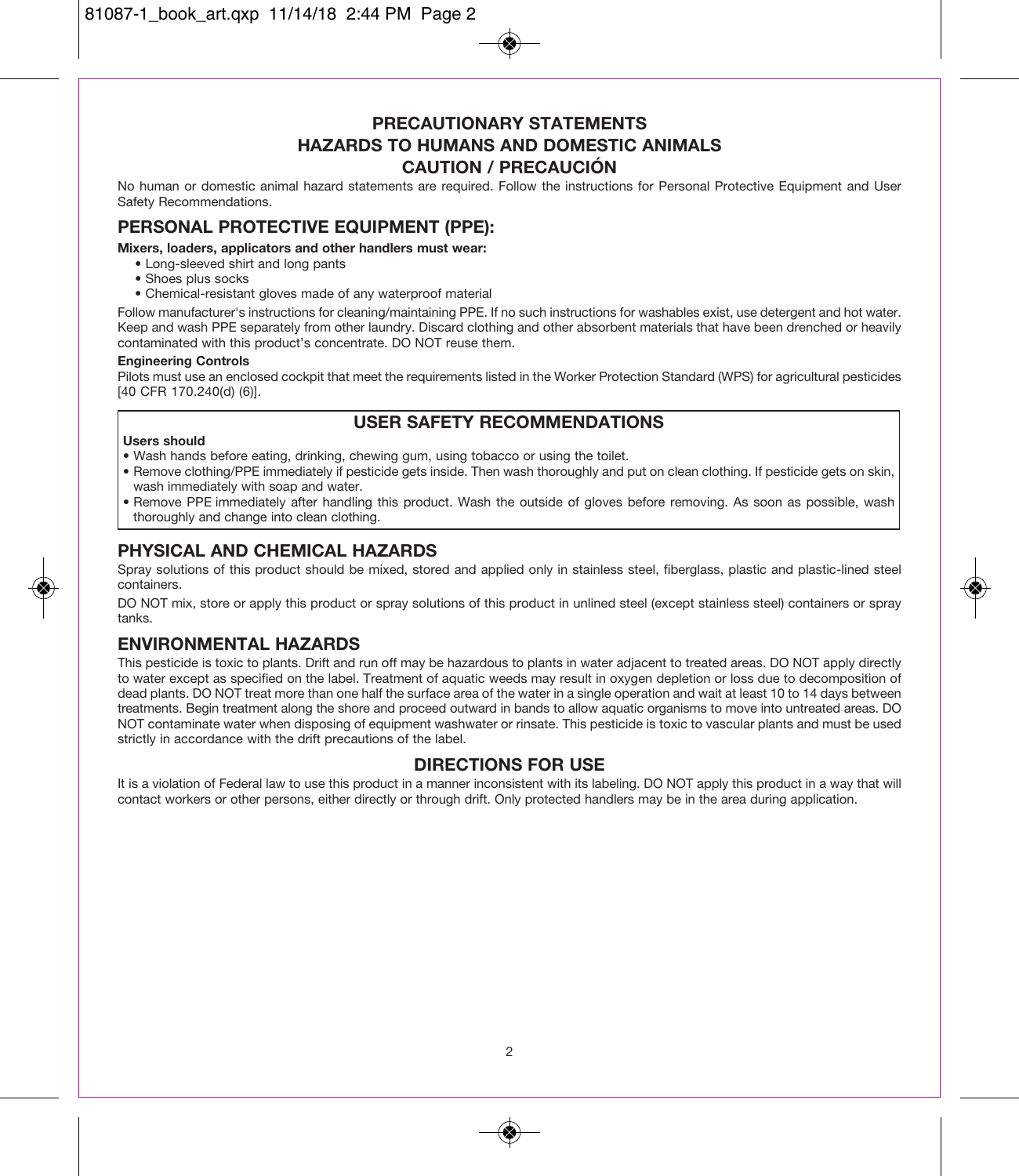## PRECAUTIONARY STATEMENTS
## HAZARDS TO HUMANS AND DOMESTIC ANIMALS
## CAUTION / PRECAUCIÓN

No human or domestic animal hazard statements are required. Follow the instructions for Personal Protective Equipment and User Safety Recommendations.

## PERSONAL PROTECTIVE EQUIPMENT (PPE):

**Mixers, loaders, applicators and other handlers must wear:**

- Long-sleeved shirt and long pants
- Shoes plus socks
- Chemical-resistant gloves made of any waterproof material

Follow manufacturer's instructions for cleaning/maintaining PPE. If no such instructions for washables exist, use detergent and hot water. Keep and wash PPE separately from other laundry. Discard clothing and other absorbent materials that have been drenched or heavily contaminated with this product's concentrate. DO NOT reuse them.

**Engineering Controls**

Pilots must use an enclosed cockpit that meet the requirements listed in the Worker Protection Standard (WPS) for agricultural pesticides [40 CFR 170.240(d) (6)].

## USER SAFETY RECOMMENDATIONS

**Users should**

- Wash hands before eating, drinking, chewing gum, using tobacco or using the toilet.
- Remove clothing/PPE immediately if pesticide gets inside. Then wash thoroughly and put on clean clothing. If pesticide gets on skin, wash immediately with soap and water.
- Remove PPE immediately after handling this product. Wash the outside of gloves before removing. As soon as possible, wash thoroughly and change into clean clothing.

## PHYSICAL AND CHEMICAL HAZARDS

Spray solutions of this product should be mixed, stored and applied only in stainless steel, fiberglass, plastic and plastic-lined steel containers.

DO NOT mix, store or apply this product or spray solutions of this product in unlined steel (except stainless steel) containers or spray tanks.

## ENVIRONMENTAL HAZARDS

This pesticide is toxic to plants. Drift and run off may be hazardous to plants in water adjacent to treated areas. DO NOT apply directly to water except as specified on the label. Treatment of aquatic weeds may result in oxygen depletion or loss due to decomposition of dead plants. DO NOT treat more than one half the surface area of the water in a single operation and wait at least 10 to 14 days between treatments. Begin treatment along the shore and proceed outward in bands to allow aquatic organisms to move into untreated areas. DO NOT contaminate water when disposing of equipment washwater or rinsate. This pesticide is toxic to vascular plants and must be used strictly in accordance with the drift precautions of the label.

## DIRECTIONS FOR USE

It is a violation of Federal law to use this product in a manner inconsistent with its labeling. DO NOT apply this product in a way that will contact workers or other persons, either directly or through drift. Only protected handlers may be in the area during application.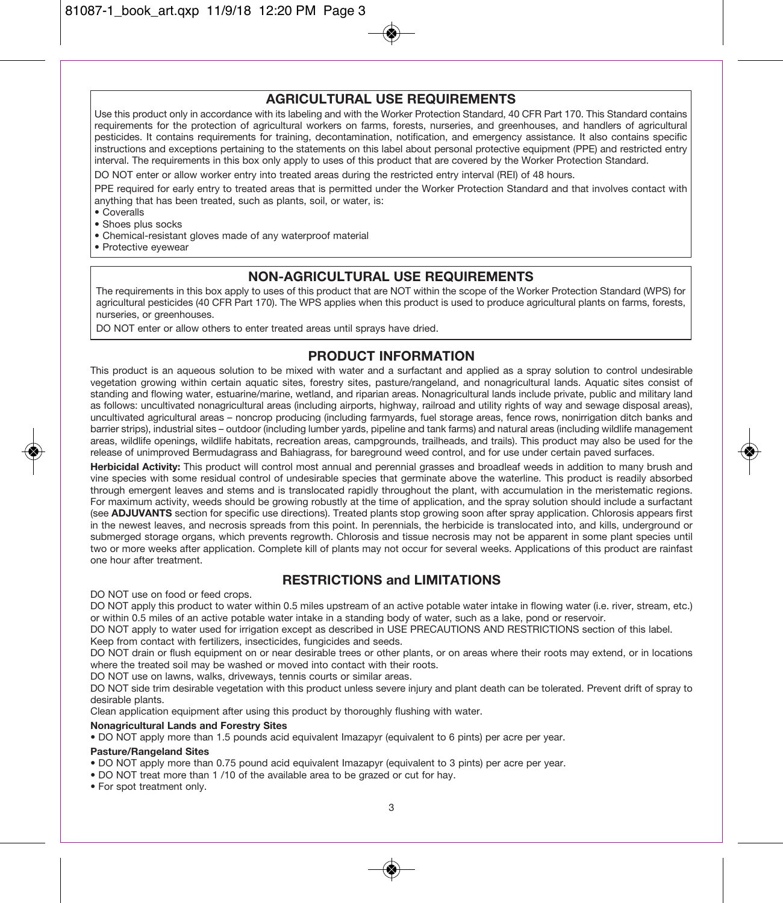## AGRICULTURAL USE REQUIREMENTS

Use this product only in accordance with its labeling and with the Worker Protection Standard, 40 CFR Part 170. This Standard contains requirements for the protection of agricultural workers on farms, forests, nurseries, and greenhouses, and handlers of agricultural pesticides. It contains requirements for training, decontamination, notification, and emergency assistance. It also contains specific instructions and exceptions pertaining to the statements on this label about personal protective equipment (PPE) and restricted entry interval. The requirements in this box only apply to uses of this product that are covered by the Worker Protection Standard.

DO NOT enter or allow worker entry into treated areas during the restricted entry interval (REI) of 48 hours.

PPE required for early entry to treated areas that is permitted under the Worker Protection Standard and that involves contact with anything that has been treated, such as plants, soil, or water, is:

- Coveralls
- Shoes plus socks
- Chemical-resistant gloves made of any waterproof material
- Protective eyewear

## NON-AGRICULTURAL USE REQUIREMENTS

The requirements in this box apply to uses of this product that are NOT within the scope of the Worker Protection Standard (WPS) for agricultural pesticides (40 CFR Part 170). The WPS applies when this product is used to produce agricultural plants on farms, forests, nurseries, or greenhouses.

DO NOT enter or allow others to enter treated areas until sprays have dried.

## PRODUCT INFORMATION

This product is an aqueous solution to be mixed with water and a surfactant and applied as a spray solution to control undesirable vegetation growing within certain aquatic sites, forestry sites, pasture/rangeland, and nonagricultural lands. Aquatic sites consist of standing and flowing water, estuarine/marine, wetland, and riparian areas. Nonagricultural lands include private, public and military land as follows: uncultivated nonagricultural areas (including airports, highway, railroad and utility rights of way and sewage disposal areas), uncultivated agricultural areas – noncrop producing (including farmyards, fuel storage areas, fence rows, nonirrigation ditch banks and barrier strips), industrial sites – outdoor (including lumber yards, pipeline and tank farms) and natural areas (including wildlife management areas, wildlife openings, wildlife habitats, recreation areas, campgrounds, trailheads, and trails). This product may also be used for the release of unimproved Bermudagrass and Bahiagrass, for bareground weed control, and for use under certain paved surfaces.

**Herbicidal Activity:** This product will control most annual and perennial grasses and broadleaf weeds in addition to many brush and vine species with some residual control of undesirable species that germinate above the waterline. This product is readily absorbed through emergent leaves and stems and is translocated rapidly throughout the plant, with accumulation in the meristematic regions. For maximum activity, weeds should be growing robustly at the time of application, and the spray solution should include a surfactant (see **ADJUVANTS** section for specific use directions). Treated plants stop growing soon after spray application. Chlorosis appears first in the newest leaves, and necrosis spreads from this point. In perennials, the herbicide is translocated into, and kills, underground or submerged storage organs, which prevents regrowth. Chlorosis and tissue necrosis may not be apparent in some plant species until two or more weeks after application. Complete kill of plants may not occur for several weeks. Applications of this product are rainfast one hour after treatment.

## RESTRICTIONS and LIMITATIONS

DO NOT use on food or feed crops.

DO NOT apply this product to water within 0.5 miles upstream of an active potable water intake in flowing water (i.e. river, stream, etc.) or within 0.5 miles of an active potable water intake in a standing body of water, such as a lake, pond or reservoir.

DO NOT apply to water used for irrigation except as described in USE PRECAUTIONS AND RESTRICTIONS section of this label.

Keep from contact with fertilizers, insecticides, fungicides and seeds.

DO NOT drain or flush equipment on or near desirable trees or other plants, or on areas where their roots may extend, or in locations where the treated soil may be washed or moved into contact with their roots.

DO NOT use on lawns, walks, driveways, tennis courts or similar areas.

DO NOT side trim desirable vegetation with this product unless severe injury and plant death can be tolerated. Prevent drift of spray to desirable plants.

Clean application equipment after using this product by thoroughly flushing with water.

**Nonagricultural Lands and Forestry Sites**

- DO NOT apply more than 1.5 pounds acid equivalent Imazapyr (equivalent to 6 pints) per acre per year.

**Pasture/Rangeland Sites**

- DO NOT apply more than 0.75 pound acid equivalent Imazapyr (equivalent to 3 pints) per acre per year.
- DO NOT treat more than 1 /10 of the available area to be grazed or cut for hay.
- For spot treatment only.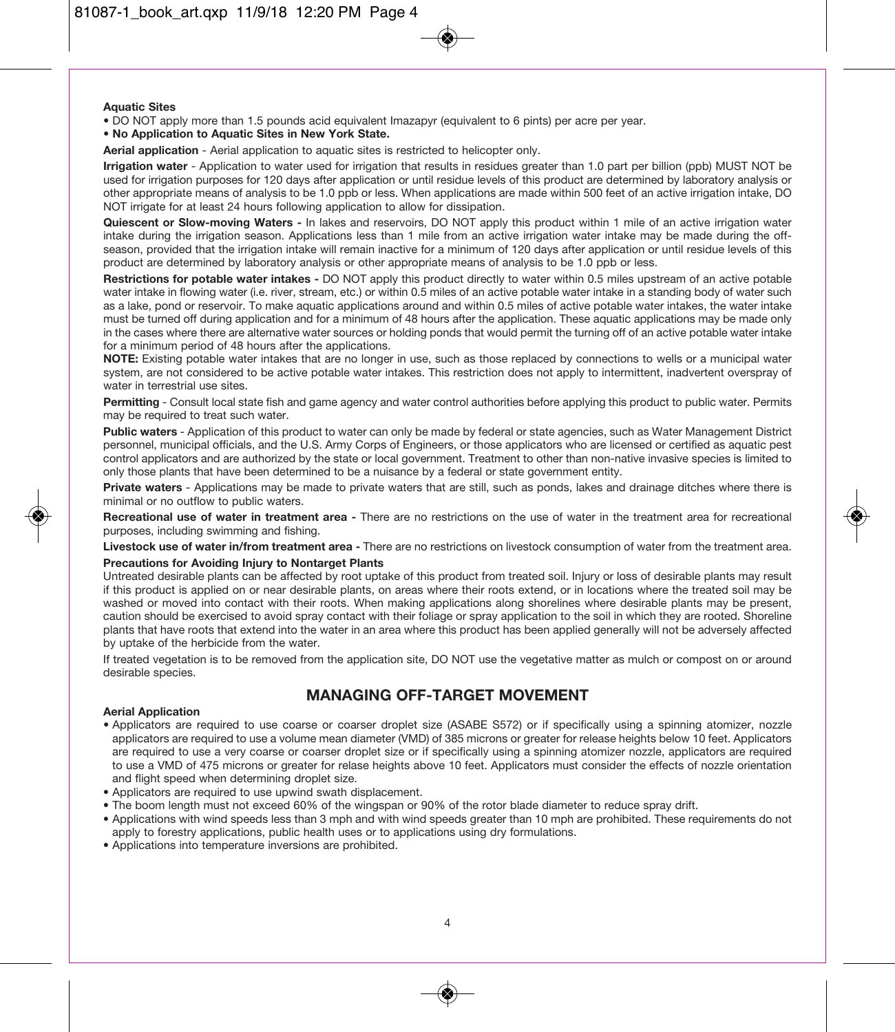**Aquatic Sites**

- DO NOT apply more than 1.5 pounds acid equivalent Imazapyr (equivalent to 6 pints) per acre per year.
- **No Application to Aquatic Sites in New York State.**

**Aerial application** - Aerial application to aquatic sites is restricted to helicopter only.

**Irrigation water** - Application to water used for irrigation that results in residues greater than 1.0 part per billion (ppb) MUST NOT be used for irrigation purposes for 120 days after application or until residue levels of this product are determined by laboratory analysis or other appropriate means of analysis to be 1.0 ppb or less. When applications are made within 500 feet of an active irrigation intake, DO NOT irrigate for at least 24 hours following application to allow for dissipation.

**Quiescent or Slow-moving Waters -** In lakes and reservoirs, DO NOT apply this product within 1 mile of an active irrigation water intake during the irrigation season. Applications less than 1 mile from an active irrigation water intake may be made during the off-season, provided that the irrigation intake will remain inactive for a minimum of 120 days after application or until residue levels of this product are determined by laboratory analysis or other appropriate means of analysis to be 1.0 ppb or less.

**Restrictions for potable water intakes -** DO NOT apply this product directly to water within 0.5 miles upstream of an active potable water intake in flowing water (i.e. river, stream, etc.) or within 0.5 miles of an active potable water intake in a standing body of water such as a lake, pond or reservoir. To make aquatic applications around and within 0.5 miles of active potable water intakes, the water intake must be turned off during application and for a minimum of 48 hours after the application. These aquatic applications may be made only in the cases where there are alternative water sources or holding ponds that would permit the turning off of an active potable water intake for a minimum period of 48 hours after the applications.

**NOTE:** Existing potable water intakes that are no longer in use, such as those replaced by connections to wells or a municipal water system, are not considered to be active potable water intakes. This restriction does not apply to intermittent, inadvertent overspray of water in terrestrial use sites.

**Permitting** - Consult local state fish and game agency and water control authorities before applying this product to public water. Permits may be required to treat such water.

**Public waters** - Application of this product to water can only be made by federal or state agencies, such as Water Management District personnel, municipal officials, and the U.S. Army Corps of Engineers, or those applicators who are licensed or certified as aquatic pest control applicators and are authorized by the state or local government. Treatment to other than non-native invasive species is limited to only those plants that have been determined to be a nuisance by a federal or state government entity.

**Private waters** - Applications may be made to private waters that are still, such as ponds, lakes and drainage ditches where there is minimal or no outflow to public waters.

**Recreational use of water in treatment area -** There are no restrictions on the use of water in the treatment area for recreational purposes, including swimming and fishing.

**Livestock use of water in/from treatment area -** There are no restrictions on livestock consumption of water from the treatment area.

**Precautions for Avoiding Injury to Nontarget Plants**

Untreated desirable plants can be affected by root uptake of this product from treated soil. Injury or loss of desirable plants may result if this product is applied on or near desirable plants, on areas where their roots extend, or in locations where the treated soil may be washed or moved into contact with their roots. When making applications along shorelines where desirable plants may be present, caution should be exercised to avoid spray contact with their foliage or spray application to the soil in which they are rooted. Shoreline plants that have roots that extend into the water in an area where this product has been applied generally will not be adversely affected by uptake of the herbicide from the water.

If treated vegetation is to be removed from the application site, DO NOT use the vegetative matter as mulch or compost on or around desirable species.

## MANAGING OFF-TARGET MOVEMENT

**Aerial Application**

- Applicators are required to use coarse or coarser droplet size (ASABE S572) or if specifically using a spinning atomizer, nozzle applicators are required to use a volume mean diameter (VMD) of 385 microns or greater for release heights below 10 feet. Applicators are required to use a very coarse or coarser droplet size or if specifically using a spinning atomizer nozzle, applicators are required to use a VMD of 475 microns or greater for relase heights above 10 feet. Applicators must consider the effects of nozzle orientation and flight speed when determining droplet size.
- Applicators are required to use upwind swath displacement.
- The boom length must not exceed 60% of the wingspan or 90% of the rotor blade diameter to reduce spray drift.
- Applications with wind speeds less than 3 mph and with wind speeds greater than 10 mph are prohibited. These requirements do not apply to forestry applications, public health uses or to applications using dry formulations.
- Applications into temperature inversions are prohibited.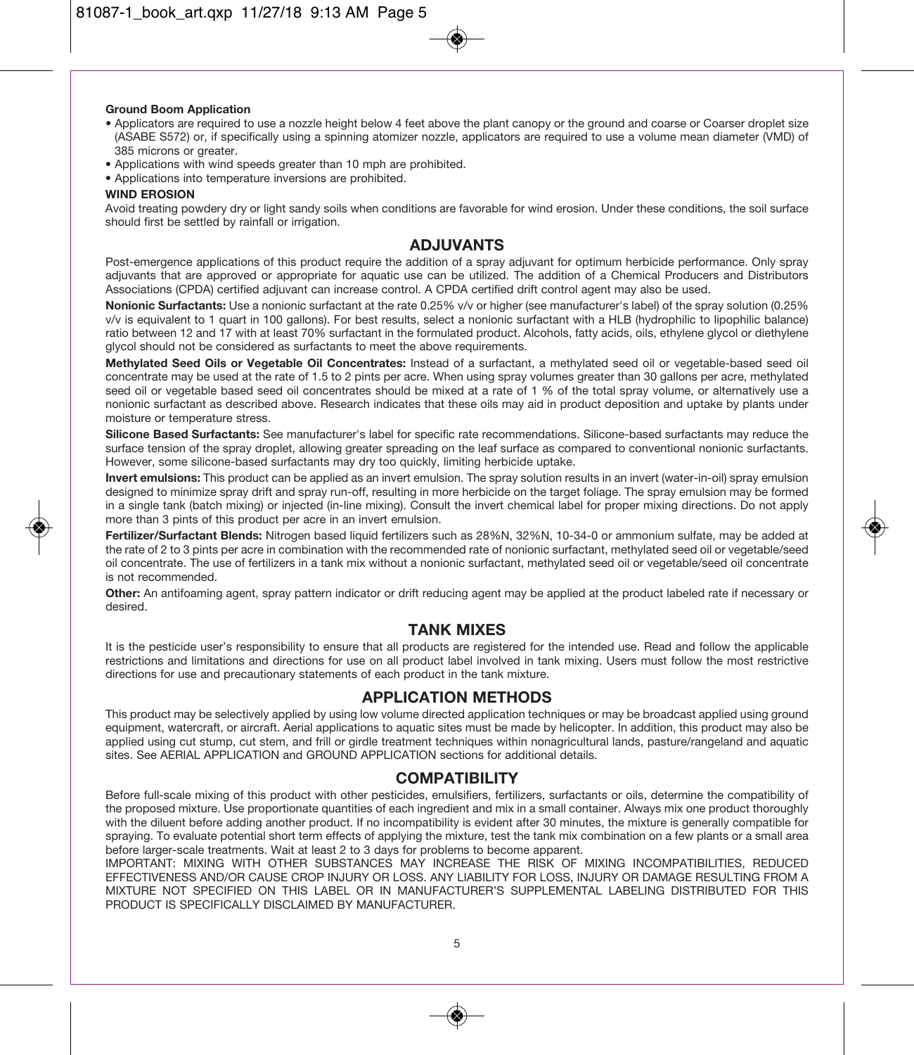**Ground Boom Application**

- Applicators are required to use a nozzle height below 4 feet above the plant canopy or the ground and coarse or Coarser droplet size (ASABE S572) or, if specifically using a spinning atomizer nozzle, applicators are required to use a volume mean diameter (VMD) of 385 microns or greater.
- Applications with wind speeds greater than 10 mph are prohibited.
- Applications into temperature inversions are prohibited.

**WIND EROSION**

Avoid treating powdery dry or light sandy soils when conditions are favorable for wind erosion. Under these conditions, the soil surface should first be settled by rainfall or irrigation.

## ADJUVANTS

Post-emergence applications of this product require the addition of a spray adjuvant for optimum herbicide performance. Only spray adjuvants that are approved or appropriate for aquatic use can be utilized. The addition of a Chemical Producers and Distributors Associations (CPDA) certified adjuvant can increase control. A CPDA certified drift control agent may also be used.

**Nonionic Surfactants:** Use a nonionic surfactant at the rate 0.25% v/v or higher (see manufacturer's label) of the spray solution (0.25% v/v is equivalent to 1 quart in 100 gallons). For best results, select a nonionic surfactant with a HLB (hydrophilic to lipophilic balance) ratio between 12 and 17 with at least 70% surfactant in the formulated product. Alcohols, fatty acids, oils, ethylene glycol or diethylene glycol should not be considered as surfactants to meet the above requirements.

**Methylated Seed Oils or Vegetable Oil Concentrates:** Instead of a surfactant, a methylated seed oil or vegetable-based seed oil concentrate may be used at the rate of 1.5 to 2 pints per acre. When using spray volumes greater than 30 gallons per acre, methylated seed oil or vegetable based seed oil concentrates should be mixed at a rate of 1 % of the total spray volume, or alternatively use a nonionic surfactant as described above. Research indicates that these oils may aid in product deposition and uptake by plants under moisture or temperature stress.

**Silicone Based Surfactants:** See manufacturer's label for specific rate recommendations. Silicone-based surfactants may reduce the surface tension of the spray droplet, allowing greater spreading on the leaf surface as compared to conventional nonionic surfactants. However, some silicone-based surfactants may dry too quickly, limiting herbicide uptake.

**Invert emulsions:** This product can be applied as an invert emulsion. The spray solution results in an invert (water-in-oil) spray emulsion designed to minimize spray drift and spray run-off, resulting in more herbicide on the target foliage. The spray emulsion may be formed in a single tank (batch mixing) or injected (in-line mixing). Consult the invert chemical label for proper mixing directions. Do not apply more than 3 pints of this product per acre in an invert emulsion.

**Fertilizer/Surfactant Blends:** Nitrogen based liquid fertilizers such as 28%N, 32%N, 10-34-0 or ammonium sulfate, may be added at the rate of 2 to 3 pints per acre in combination with the recommended rate of nonionic surfactant, methylated seed oil or vegetable/seed oil concentrate. The use of fertilizers in a tank mix without a nonionic surfactant, methylated seed oil or vegetable/seed oil concentrate is not recommended.

**Other:** An antifoaming agent, spray pattern indicator or drift reducing agent may be applied at the product labeled rate if necessary or desired.

## TANK MIXES

It is the pesticide user's responsibility to ensure that all products are registered for the intended use. Read and follow the applicable restrictions and limitations and directions for use on all product label involved in tank mixing. Users must follow the most restrictive directions for use and precautionary statements of each product in the tank mixture.

## APPLICATION METHODS

This product may be selectively applied by using low volume directed application techniques or may be broadcast applied using ground equipment, watercraft, or aircraft. Aerial applications to aquatic sites must be made by helicopter. In addition, this product may also be applied using cut stump, cut stem, and frill or girdle treatment techniques within nonagricultural lands, pasture/rangeland and aquatic sites. See AERIAL APPLICATION and GROUND APPLICATION sections for additional details.

## COMPATIBILITY

Before full-scale mixing of this product with other pesticides, emulsifiers, fertilizers, surfactants or oils, determine the compatibility of the proposed mixture. Use proportionate quantities of each ingredient and mix in a small container. Always mix one product thoroughly with the diluent before adding another product. If no incompatibility is evident after 30 minutes, the mixture is generally compatible for spraying. To evaluate potential short term effects of applying the mixture, test the tank mix combination on a few plants or a small area before larger-scale treatments. Wait at least 2 to 3 days for problems to become apparent.

IMPORTANT: MIXING WITH OTHER SUBSTANCES MAY INCREASE THE RISK OF MIXING INCOMPATIBILITIES, REDUCED EFFECTIVENESS AND/OR CAUSE CROP INJURY OR LOSS. ANY LIABILITY FOR LOSS, INJURY OR DAMAGE RESULTING FROM A MIXTURE NOT SPECIFIED ON THIS LABEL OR IN MANUFACTURER'S SUPPLEMENTAL LABELING DISTRIBUTED FOR THIS PRODUCT IS SPECIFICALLY DISCLAIMED BY MANUFACTURER.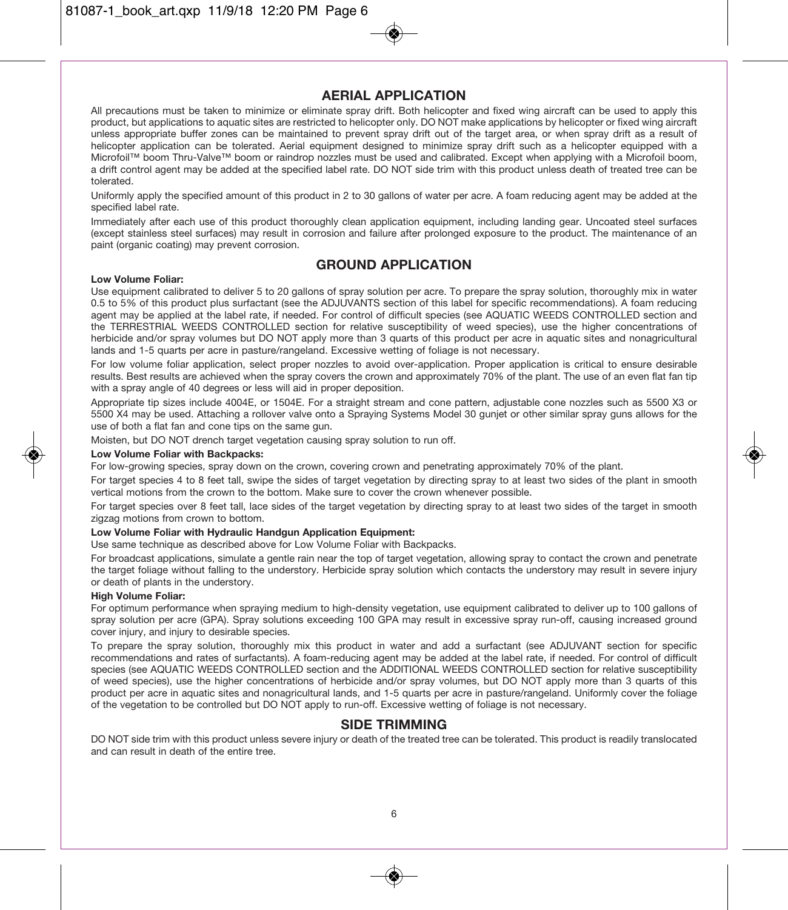## AERIAL APPLICATION

All precautions must be taken to minimize or eliminate spray drift. Both helicopter and fixed wing aircraft can be used to apply this product, but applications to aquatic sites are restricted to helicopter only. DO NOT make applications by helicopter or fixed wing aircraft unless appropriate buffer zones can be maintained to prevent spray drift out of the target area, or when spray drift as a result of helicopter application can be tolerated. Aerial equipment designed to minimize spray drift such as a helicopter equipped with a Microfoil™ boom Thru-Valve™ boom or raindrop nozzles must be used and calibrated. Except when applying with a Microfoil boom, a drift control agent may be added at the specified label rate. DO NOT side trim with this product unless death of treated tree can be tolerated.

Uniformly apply the specified amount of this product in 2 to 30 gallons of water per acre. A foam reducing agent may be added at the specified label rate.

Immediately after each use of this product thoroughly clean application equipment, including landing gear. Uncoated steel surfaces (except stainless steel surfaces) may result in corrosion and failure after prolonged exposure to the product. The maintenance of an paint (organic coating) may prevent corrosion.

## GROUND APPLICATION

**Low Volume Foliar:**

Use equipment calibrated to deliver 5 to 20 gallons of spray solution per acre. To prepare the spray solution, thoroughly mix in water 0.5 to 5% of this product plus surfactant (see the ADJUVANTS section of this label for specific recommendations). A foam reducing agent may be applied at the label rate, if needed. For control of difficult species (see AQUATIC WEEDS CONTROLLED section and the TERRESTRIAL WEEDS CONTROLLED section for relative susceptibility of weed species), use the higher concentrations of herbicide and/or spray volumes but DO NOT apply more than 3 quarts of this product per acre in aquatic sites and nonagricultural lands and 1-5 quarts per acre in pasture/rangeland. Excessive wetting of foliage is not necessary.

For low volume foliar application, select proper nozzles to avoid over-application. Proper application is critical to ensure desirable results. Best results are achieved when the spray covers the crown and approximately 70% of the plant. The use of an even flat fan tip with a spray angle of 40 degrees or less will aid in proper deposition.

Appropriate tip sizes include 4004E, or 1504E. For a straight stream and cone pattern, adjustable cone nozzles such as 5500 X3 or 5500 X4 may be used. Attaching a rollover valve onto a Spraying Systems Model 30 gunjet or other similar spray guns allows for the use of both a flat fan and cone tips on the same gun.

Moisten, but DO NOT drench target vegetation causing spray solution to run off.

**Low Volume Foliar with Backpacks:**

For low-growing species, spray down on the crown, covering crown and penetrating approximately 70% of the plant.

For target species 4 to 8 feet tall, swipe the sides of target vegetation by directing spray to at least two sides of the plant in smooth vertical motions from the crown to the bottom. Make sure to cover the crown whenever possible.

For target species over 8 feet tall, lace sides of the target vegetation by directing spray to at least two sides of the target in smooth zigzag motions from crown to bottom.

**Low Volume Foliar with Hydraulic Handgun Application Equipment:**

Use same technique as described above for Low Volume Foliar with Backpacks.

For broadcast applications, simulate a gentle rain near the top of target vegetation, allowing spray to contact the crown and penetrate the target foliage without falling to the understory. Herbicide spray solution which contacts the understory may result in severe injury or death of plants in the understory.

**High Volume Foliar:**

For optimum performance when spraying medium to high-density vegetation, use equipment calibrated to deliver up to 100 gallons of spray solution per acre (GPA). Spray solutions exceeding 100 GPA may result in excessive spray run-off, causing increased ground cover injury, and injury to desirable species.

To prepare the spray solution, thoroughly mix this product in water and add a surfactant (see ADJUVANT section for specific recommendations and rates of surfactants). A foam-reducing agent may be added at the label rate, if needed. For control of difficult species (see AQUATIC WEEDS CONTROLLED section and the ADDITIONAL WEEDS CONTROLLED section for relative susceptibility of weed species), use the higher concentrations of herbicide and/or spray volumes, but DO NOT apply more than 3 quarts of this product per acre in aquatic sites and nonagricultural lands, and 1-5 quarts per acre in pasture/rangeland. Uniformly cover the foliage of the vegetation to be controlled but DO NOT apply to run-off. Excessive wetting of foliage is not necessary.

## SIDE TRIMMING

DO NOT side trim with this product unless severe injury or death of the treated tree can be tolerated. This product is readily translocated and can result in death of the entire tree.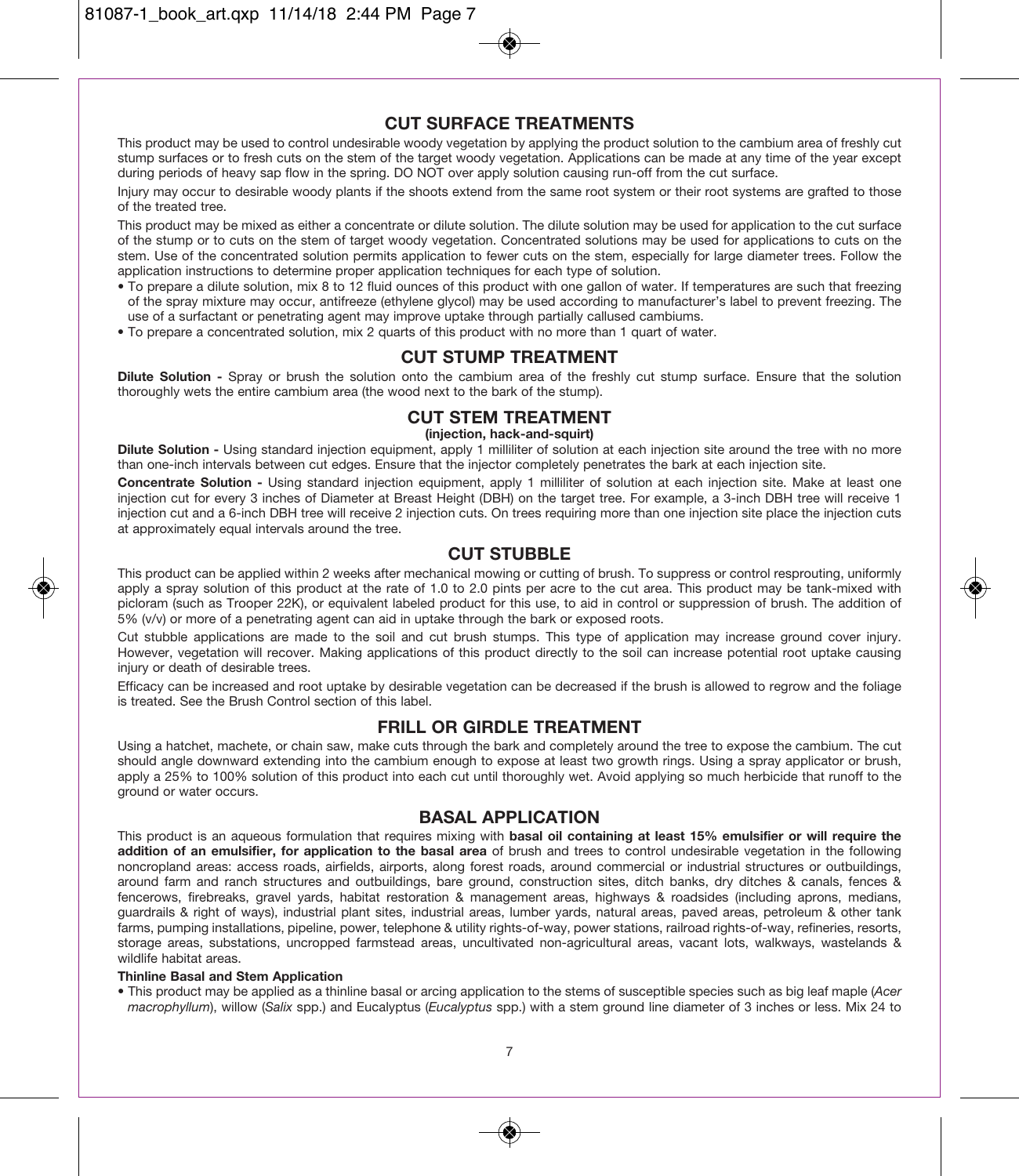## CUT SURFACE TREATMENTS

This product may be used to control undesirable woody vegetation by applying the product solution to the cambium area of freshly cut stump surfaces or to fresh cuts on the stem of the target woody vegetation. Applications can be made at any time of the year except during periods of heavy sap flow in the spring. DO NOT over apply solution causing run-off from the cut surface.

Injury may occur to desirable woody plants if the shoots extend from the same root system or their root systems are grafted to those of the treated tree.

This product may be mixed as either a concentrate or dilute solution. The dilute solution may be used for application to the cut surface of the stump or to cuts on the stem of target woody vegetation. Concentrated solutions may be used for applications to cuts on the stem. Use of the concentrated solution permits application to fewer cuts on the stem, especially for large diameter trees. Follow the application instructions to determine proper application techniques for each type of solution.

- To prepare a dilute solution, mix 8 to 12 fluid ounces of this product with one gallon of water. If temperatures are such that freezing of the spray mixture may occur, antifreeze (ethylene glycol) may be used according to manufacturer's label to prevent freezing. The use of a surfactant or penetrating agent may improve uptake through partially callused cambiums.
- To prepare a concentrated solution, mix 2 quarts of this product with no more than 1 quart of water.

## CUT STUMP TREATMENT

**Dilute Solution -** Spray or brush the solution onto the cambium area of the freshly cut stump surface. Ensure that the solution thoroughly wets the entire cambium area (the wood next to the bark of the stump).

## CUT STEM TREATMENT

**(injection, hack-and-squirt)**

**Dilute Solution -** Using standard injection equipment, apply 1 milliliter of solution at each injection site around the tree with no more than one-inch intervals between cut edges. Ensure that the injector completely penetrates the bark at each injection site.

**Concentrate Solution -** Using standard injection equipment, apply 1 milliliter of solution at each injection site. Make at least one injection cut for every 3 inches of Diameter at Breast Height (DBH) on the target tree. For example, a 3-inch DBH tree will receive 1 injection cut and a 6-inch DBH tree will receive 2 injection cuts. On trees requiring more than one injection site place the injection cuts at approximately equal intervals around the tree.

## CUT STUBBLE

This product can be applied within 2 weeks after mechanical mowing or cutting of brush. To suppress or control resprouting, uniformly apply a spray solution of this product at the rate of 1.0 to 2.0 pints per acre to the cut area. This product may be tank-mixed with picloram (such as Trooper 22K), or equivalent labeled product for this use, to aid in control or suppression of brush. The addition of 5% (v/v) or more of a penetrating agent can aid in uptake through the bark or exposed roots.

Cut stubble applications are made to the soil and cut brush stumps. This type of application may increase ground cover injury. However, vegetation will recover. Making applications of this product directly to the soil can increase potential root uptake causing injury or death of desirable trees.

Efficacy can be increased and root uptake by desirable vegetation can be decreased if the brush is allowed to regrow and the foliage is treated. See the Brush Control section of this label.

## FRILL OR GIRDLE TREATMENT

Using a hatchet, machete, or chain saw, make cuts through the bark and completely around the tree to expose the cambium. The cut should angle downward extending into the cambium enough to expose at least two growth rings. Using a spray applicator or brush, apply a 25% to 100% solution of this product into each cut until thoroughly wet. Avoid applying so much herbicide that runoff to the ground or water occurs.

## BASAL APPLICATION

This product is an aqueous formulation that requires mixing with **basal oil containing at least 15% emulsifier or will require the addition of an emulsifier, for application to the basal area** of brush and trees to control undesirable vegetation in the following noncropland areas: access roads, airfields, airports, along forest roads, around commercial or industrial structures or outbuildings, around farm and ranch structures and outbuildings, bare ground, construction sites, ditch banks, dry ditches & canals, fences & fencerows, firebreaks, gravel yards, habitat restoration & management areas, highways & roadsides (including aprons, medians, guardrails & right of ways), industrial plant sites, industrial areas, lumber yards, natural areas, paved areas, petroleum & other tank farms, pumping installations, pipeline, power, telephone & utility rights-of-way, power stations, railroad rights-of-way, refineries, resorts, storage areas, substations, uncropped farmstead areas, uncultivated non-agricultural areas, vacant lots, walkways, wastelands & wildlife habitat areas.

**Thinline Basal and Stem Application**

- This product may be applied as a thinline basal or arcing application to the stems of susceptible species such as big leaf maple (*Acer macrophyllum*), willow (*Salix* spp.) and Eucalyptus (*Eucalyptus* spp.) with a stem ground line diameter of 3 inches or less. Mix 24 to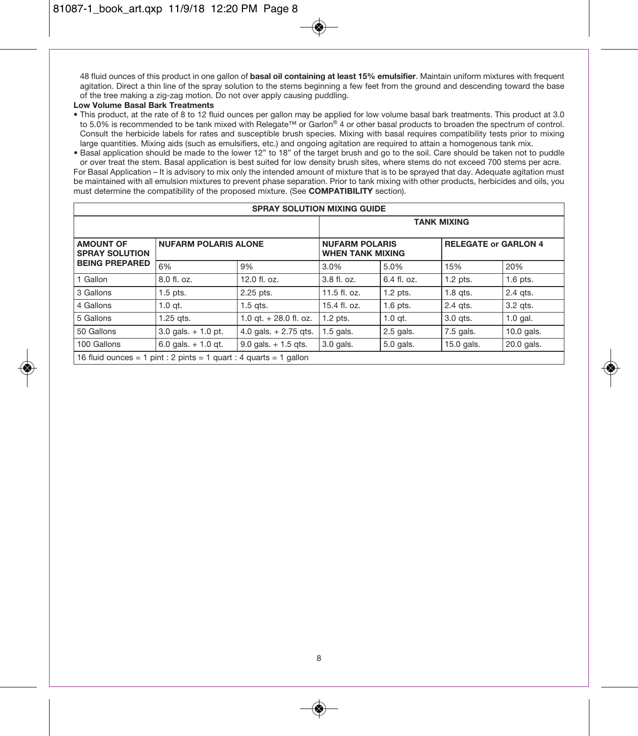48 fluid ounces of this product in one gallon of **basal oil containing at least 15% emulsifier**. Maintain uniform mixtures with frequent agitation. Direct a thin line of the spray solution to the stems beginning a few feet from the ground and descending toward the base of the tree making a zig-zag motion. Do not over apply causing puddling.

**Low Volume Basal Bark Treatments**

- This product, at the rate of 8 to 12 fluid ounces per gallon may be applied for low volume basal bark treatments. This product at 3.0 to 5.0% is recommended to be tank mixed with Relegate™ or Garlon® 4 or other basal products to broaden the spectrum of control. Consult the herbicide labels for rates and susceptible brush species. Mixing with basal requires compatibility tests prior to mixing large quantities. Mixing aids (such as emulsifiers, etc.) and ongoing agitation are required to attain a homogenous tank mix.
- Basal application should be made to the lower 12" to 18" of the target brush and go to the soil. Care should be taken not to puddle or over treat the stem. Basal application is best suited for low density brush sites, where stems do not exceed 700 stems per acre.

For Basal Application – It is advisory to mix only the intended amount of mixture that is to be sprayed that day. Adequate agitation must be maintained with all emulsion mixtures to prevent phase separation. Prior to tank mixing with other products, herbicides and oils, you must determine the compatibility of the proposed mixture. (See **COMPATIBILITY** section).

**SPRAY SOLUTION MIXING GUIDE**

| | | | **TANK MIXING** | | | |
|---|---|---|---|---|---|---|
| **AMOUNT OF SPRAY SOLUTION BEING PREPARED** | **NUFARM POLARIS ALONE** | | **NUFARM POLARIS WHEN TANK MIXING** | | **RELEGATE or GARLON 4** | |
| | 6% | 9% | 3.0% | 5.0% | 15% | 20% |
| 1 Gallon | 8.0 fl. oz. | 12.0 fl. oz. | 3.8 fl. oz. | 6.4 fl. oz. | 1.2 pts. | 1.6 pts. |
| 3 Gallons | 1.5 pts. | 2.25 pts. | 11.5 fl. oz. | 1.2 pts. | 1.8 qts. | 2.4 qts. |
| 4 Gallons | 1.0 qt. | 1.5 qts. | 15.4 fl. oz. | 1.6 pts. | 2.4 qts. | 3.2 qts. |
| 5 Gallons | 1.25 qts. | 1.0 qt. + 28.0 fl. oz. | 1.2 pts. | 1.0 qt. | 3.0 qts. | 1.0 gal. |
| 50 Gallons | 3.0 gals. + 1.0 pt. | 4.0 gals. + 2.75 qts. | 1.5 gals. | 2.5 gals. | 7.5 gals. | 10.0 gals. |
| 100 Gallons | 6.0 gals. + 1.0 qt. | 9.0 gals. + 1.5 qts. | 3.0 gals. | 5.0 gals. | 15.0 gals. | 20.0 gals. |

16 fluid ounces = 1 pint : 2 pints = 1 quart : 4 quarts = 1 gallon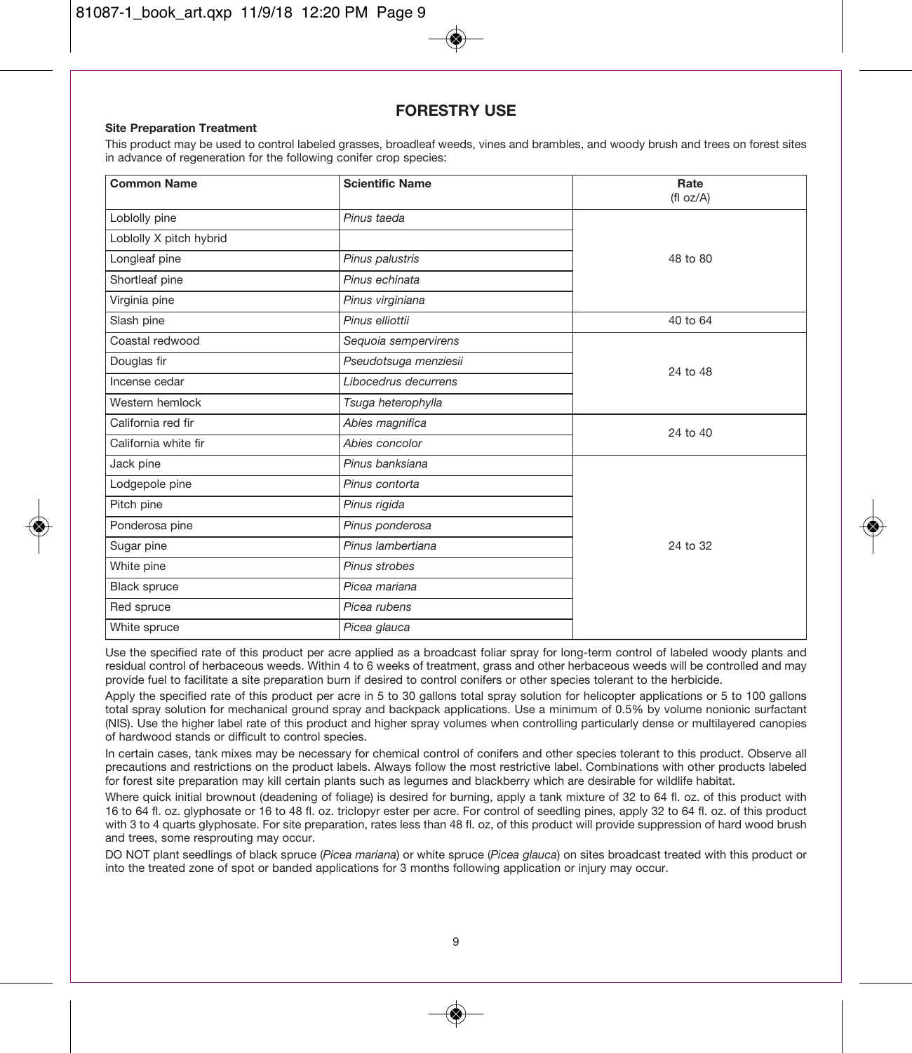## FORESTRY USE

**Site Preparation Treatment**

This product may be used to control labeled grasses, broadleaf weeds, vines and brambles, and woody brush and trees on forest sites in advance of regeneration for the following conifer crop species:

| Common Name | Scientific Name | Rate (fl oz/A) |
|---|---|---|
| Loblolly pine | *Pinus taeda* | 48 to 80 |
| Loblolly X pitch hybrid | | |
| Longleaf pine | *Pinus palustris* | |
| Shortleaf pine | *Pinus echinata* | |
| Virginia pine | *Pinus virginiana* | |
| Slash pine | *Pinus elliottii* | 40 to 64 |
| Coastal redwood | *Sequoia sempervirens* | 24 to 48 |
| Douglas fir | *Pseudotsuga menziesii* | |
| Incense cedar | *Libocedrus decurrens* | |
| Western hemlock | *Tsuga heterophylla* | |
| California red fir | *Abies magnifica* | 24 to 40 |
| California white fir | *Abies concolor* | |
| Jack pine | *Pinus banksiana* | 24 to 32 |
| Lodgepole pine | *Pinus contorta* | |
| Pitch pine | *Pinus rigida* | |
| Ponderosa pine | *Pinus ponderosa* | |
| Sugar pine | *Pinus lambertiana* | |
| White pine | *Pinus strobes* | |
| Black spruce | *Picea mariana* | |
| Red spruce | *Picea rubens* | |
| White spruce | *Picea glauca* | |

Use the specified rate of this product per acre applied as a broadcast foliar spray for long-term control of labeled woody plants and residual control of herbaceous weeds. Within 4 to 6 weeks of treatment, grass and other herbaceous weeds will be controlled and may provide fuel to facilitate a site preparation burn if desired to control conifers or other species tolerant to the herbicide.

Apply the specified rate of this product per acre in 5 to 30 gallons total spray solution for helicopter applications or 5 to 100 gallons total spray solution for mechanical ground spray and backpack applications. Use a minimum of 0.5% by volume nonionic surfactant (NIS). Use the higher label rate of this product and higher spray volumes when controlling particularly dense or multilayered canopies of hardwood stands or difficult to control species.

In certain cases, tank mixes may be necessary for chemical control of conifers and other species tolerant to this product. Observe all precautions and restrictions on the product labels. Always follow the most restrictive label. Combinations with other products labeled for forest site preparation may kill certain plants such as legumes and blackberry which are desirable for wildlife habitat.

Where quick initial brownout (deadening of foliage) is desired for burning, apply a tank mixture of 32 to 64 fl. oz. of this product with 16 to 64 fl. oz. glyphosate or 16 to 48 fl. oz. triclopyr ester per acre. For control of seedling pines, apply 32 to 64 fl. oz. of this product with 3 to 4 quarts glyphosate. For site preparation, rates less than 48 fl. oz, of this product will provide suppression of hard wood brush and trees, some resprouting may occur.

DO NOT plant seedlings of black spruce (*Picea mariana*) or white spruce (*Picea glauca*) on sites broadcast treated with this product or into the treated zone of spot or banded applications for 3 months following application or injury may occur.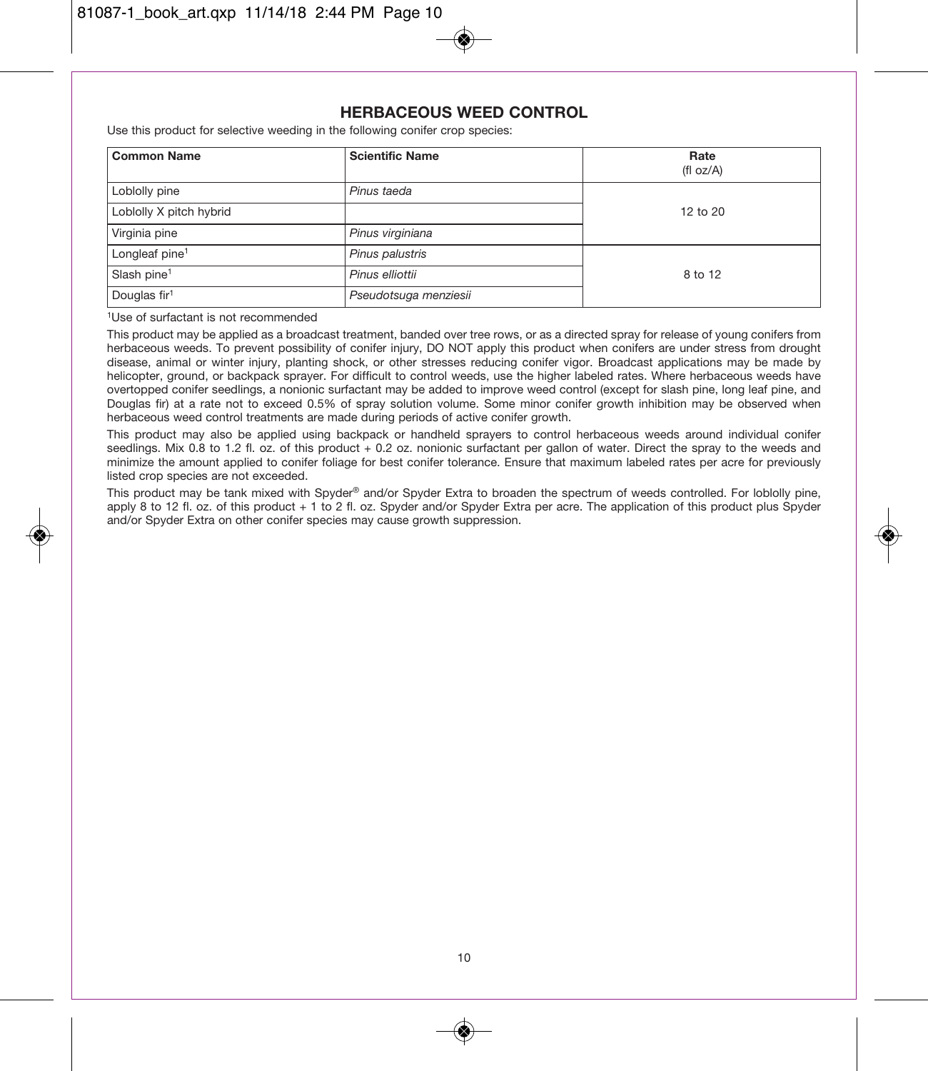## HERBACEOUS WEED CONTROL

Use this product for selective weeding in the following conifer crop species:

| Common Name | Scientific Name | Rate (fl oz/A) |
|---|---|---|
| Loblolly pine | *Pinus taeda* | 12 to 20 |
| Loblolly X pitch hybrid | | |
| Virginia pine | *Pinus virginiana* | |
| Longleaf pine[1] | *Pinus palustris* | 8 to 12 |
| Slash pine[1] | *Pinus elliottii* | |
| Douglas fir[1] | *Pseudotsuga menziesii* | |

[1]Use of surfactant is not recommended

This product may be applied as a broadcast treatment, banded over tree rows, or as a directed spray for release of young conifers from herbaceous weeds. To prevent possibility of conifer injury, DO NOT apply this product when conifers are under stress from drought disease, animal or winter injury, planting shock, or other stresses reducing conifer vigor. Broadcast applications may be made by helicopter, ground, or backpack sprayer. For difficult to control weeds, use the higher labeled rates. Where herbaceous weeds have overtopped conifer seedlings, a nonionic surfactant may be added to improve weed control (except for slash pine, long leaf pine, and Douglas fir) at a rate not to exceed 0.5% of spray solution volume. Some minor conifer growth inhibition may be observed when herbaceous weed control treatments are made during periods of active conifer growth.

This product may also be applied using backpack or handheld sprayers to control herbaceous weeds around individual conifer seedlings. Mix 0.8 to 1.2 fl. oz. of this product + 0.2 oz. nonionic surfactant per gallon of water. Direct the spray to the weeds and minimize the amount applied to conifer foliage for best conifer tolerance. Ensure that maximum labeled rates per acre for previously listed crop species are not exceeded.

This product may be tank mixed with Spyder® and/or Spyder Extra to broaden the spectrum of weeds controlled. For loblolly pine, apply 8 to 12 fl. oz. of this product + 1 to 2 fl. oz. Spyder and/or Spyder Extra per acre. The application of this product plus Spyder and/or Spyder Extra on other conifer species may cause growth suppression.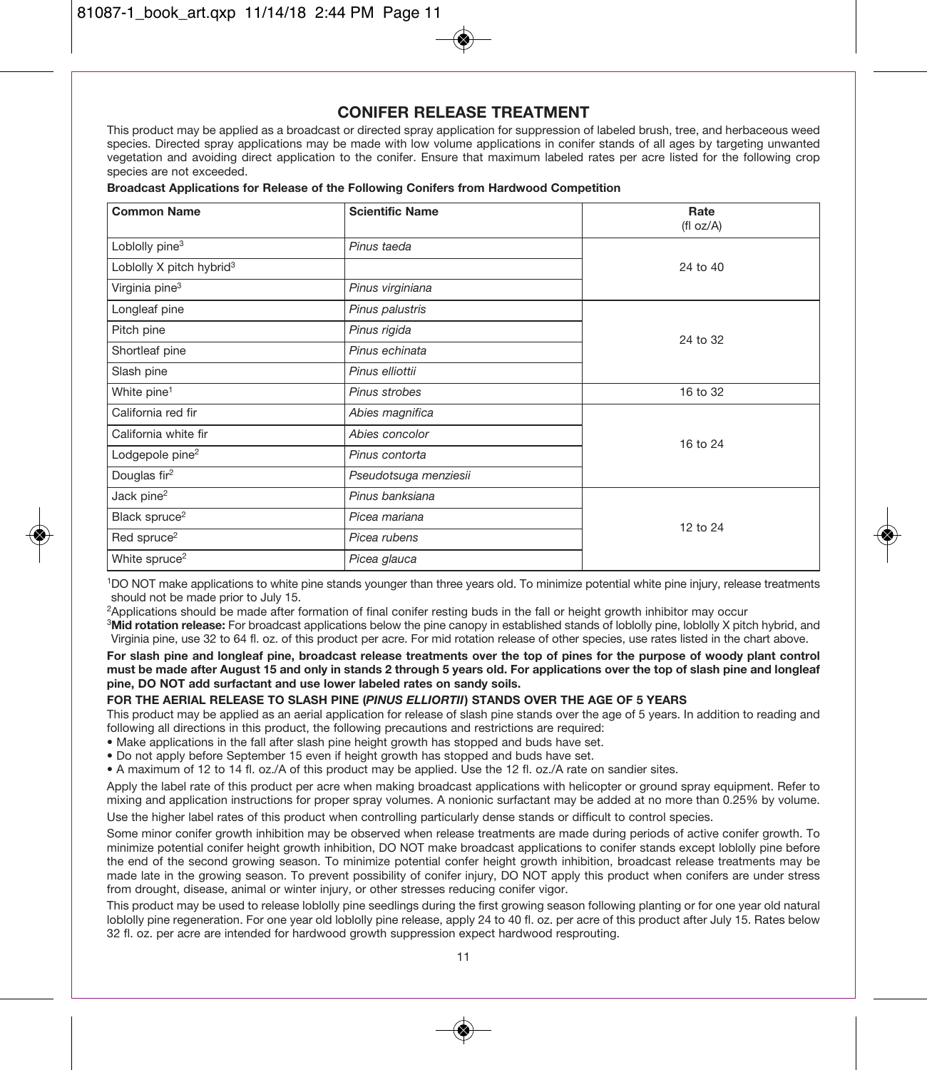## CONIFER RELEASE TREATMENT

This product may be applied as a broadcast or directed spray application for suppression of labeled brush, tree, and herbaceous weed species. Directed spray applications may be made with low volume applications in conifer stands of all ages by targeting unwanted vegetation and avoiding direct application to the conifer. Ensure that maximum labeled rates per acre listed for the following crop species are not exceeded.

**Broadcast Applications for Release of the Following Conifers from Hardwood Competition**

| Common Name | Scientific Name | Rate (fl oz/A) |
|---|---|---|
| Loblolly pine[3] | *Pinus taeda* | 24 to 40 |
| Loblolly X pitch hybrid[3] | | |
| Virginia pine[3] | *Pinus virginiana* | |
| Longleaf pine | *Pinus palustris* | 24 to 32 |
| Pitch pine | *Pinus rigida* | |
| Shortleaf pine | *Pinus echinata* | |
| Slash pine | *Pinus elliottii* | |
| White pine[1] | *Pinus strobes* | 16 to 32 |
| California red fir | *Abies magnifica* | 16 to 24 |
| California white fir | *Abies concolor* | |
| Lodgepole pine[2] | *Pinus contorta* | |
| Douglas fir[2] | *Pseudotsuga menziesii* | |
| Jack pine[2] | *Pinus banksiana* | 12 to 24 |
| Black spruce[2] | *Picea mariana* | |
| Red spruce[2] | *Picea rubens* | |
| White spruce[2] | *Picea glauca* | |

[1]DO NOT make applications to white pine stands younger than three years old. To minimize potential white pine injury, release treatments should not be made prior to July 15.

[2]Applications should be made after formation of final conifer resting buds in the fall or height growth inhibitor may occur

[3]**Mid rotation release:** For broadcast applications below the pine canopy in established stands of loblolly pine, loblolly X pitch hybrid, and Virginia pine, use 32 to 64 fl. oz. of this product per acre. For mid rotation release of other species, use rates listed in the chart above.

**For slash pine and longleaf pine, broadcast release treatments over the top of pines for the purpose of woody plant control must be made after August 15 and only in stands 2 through 5 years old. For applications over the top of slash pine and longleaf pine, DO NOT add surfactant and use lower labeled rates on sandy soils.**

**FOR THE AERIAL RELEASE TO SLASH PINE (*PINUS ELLIORTII*) STANDS OVER THE AGE OF 5 YEARS**

This product may be applied as an aerial application for release of slash pine stands over the age of 5 years. In addition to reading and following all directions in this product, the following precautions and restrictions are required:

- Make applications in the fall after slash pine height growth has stopped and buds have set.
- Do not apply before September 15 even if height growth has stopped and buds have set.
- A maximum of 12 to 14 fl. oz./A of this product may be applied. Use the 12 fl. oz./A rate on sandier sites.

Apply the label rate of this product per acre when making broadcast applications with helicopter or ground spray equipment. Refer to mixing and application instructions for proper spray volumes. A nonionic surfactant may be added at no more than 0.25% by volume.

Use the higher label rates of this product when controlling particularly dense stands or difficult to control species.

Some minor conifer growth inhibition may be observed when release treatments are made during periods of active conifer growth. To minimize potential conifer height growth inhibition, DO NOT make broadcast applications to conifer stands except loblolly pine before the end of the second growing season. To minimize potential confer height growth inhibition, broadcast release treatments may be made late in the growing season. To prevent possibility of conifer injury, DO NOT apply this product when conifers are under stress from drought, disease, animal or winter injury, or other stresses reducing conifer vigor.

This product may be used to release loblolly pine seedlings during the first growing season following planting or for one year old natural loblolly pine regeneration. For one year old loblolly pine release, apply 24 to 40 fl. oz. per acre of this product after July 15. Rates below 32 fl. oz. per acre are intended for hardwood growth suppression expect hardwood resprouting.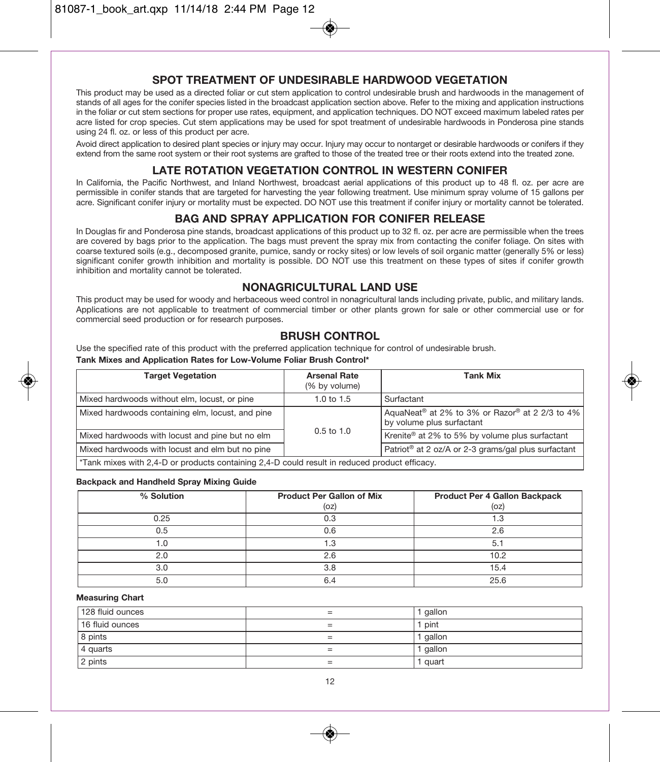## SPOT TREATMENT OF UNDESIRABLE HARDWOOD VEGETATION

This product may be used as a directed foliar or cut stem application to control undesirable brush and hardwoods in the management of stands of all ages for the conifer species listed in the broadcast application section above. Refer to the mixing and application instructions in the foliar or cut stem sections for proper use rates, equipment, and application techniques. DO NOT exceed maximum labeled rates per acre listed for crop species. Cut stem applications may be used for spot treatment of undesirable hardwoods in Ponderosa pine stands using 24 fl. oz. or less of this product per acre.

Avoid direct application to desired plant species or injury may occur. Injury may occur to nontarget or desirable hardwoods or conifers if they extend from the same root system or their root systems are grafted to those of the treated tree or their roots extend into the treated zone.

## LATE ROTATION VEGETATION CONTROL IN WESTERN CONIFER

In California, the Pacific Northwest, and Inland Northwest, broadcast aerial applications of this product up to 48 fl. oz. per acre are permissible in conifer stands that are targeted for harvesting the year following treatment. Use minimum spray volume of 15 gallons per acre. Significant conifer injury or mortality must be expected. DO NOT use this treatment if conifer injury or mortality cannot be tolerated.

## BAG AND SPRAY APPLICATION FOR CONIFER RELEASE

In Douglas fir and Ponderosa pine stands, broadcast applications of this product up to 32 fl. oz. per acre are permissible when the trees are covered by bags prior to the application. The bags must prevent the spray mix from contacting the conifer foliage. On sites with coarse textured soils (e.g., decomposed granite, pumice, sandy or rocky sites) or low levels of soil organic matter (generally 5% or less) significant conifer growth inhibition and mortality is possible. DO NOT use this treatment on these types of sites if conifer growth inhibition and mortality cannot be tolerated.

## NONAGRICULTURAL LAND USE

This product may be used for woody and herbaceous weed control in nonagricultural lands including private, public, and military lands. Applications are not applicable to treatment of commercial timber or other plants grown for sale or other commercial use or for commercial seed production or for research purposes.

## BRUSH CONTROL

Use the specified rate of this product with the preferred application technique for control of undesirable brush.

**Tank Mixes and Application Rates for Low-Volume Foliar Brush Control***

| Target Vegetation | Arsenal Rate (% by volume) | Tank Mix |
|---|---|---|
| Mixed hardwoods without elm, locust, or pine | 1.0 to 1.5 | Surfactant |
| Mixed hardwoods containing elm, locust, and pine | 0.5 to 1.0 | AquaNeat® at 2% to 3% or Razor® at 2 2/3 to 4% by volume plus surfactant |
| Mixed hardwoods with locust and pine but no elm | | Krenite® at 2% to 5% by volume plus surfactant |
| Mixed hardwoods with locust and elm but no pine | | Patriot® at 2 oz/A or 2-3 grams/gal plus surfactant |

*Tank mixes with 2,4-D or products containing 2,4-D could result in reduced product efficacy.

**Backpack and Handheld Spray Mixing Guide**

| % Solution | Product Per Gallon of Mix (oz) | Product Per 4 Gallon Backpack (oz) |
|---|---|---|
| 0.25 | 0.3 | 1.3 |
| 0.5 | 0.6 | 2.6 |
| 1.0 | 1.3 | 5.1 |
| 2.0 | 2.6 | 10.2 |
| 3.0 | 3.8 | 15.4 |
| 5.0 | 6.4 | 25.6 |

**Measuring Chart**

| | | |
|---|---|---|
| 128 fluid ounces | = | 1 gallon |
| 16 fluid ounces | = | 1 pint |
| 8 pints | = | 1 gallon |
| 4 quarts | = | 1 gallon |
| 2 pints | = | 1 quart |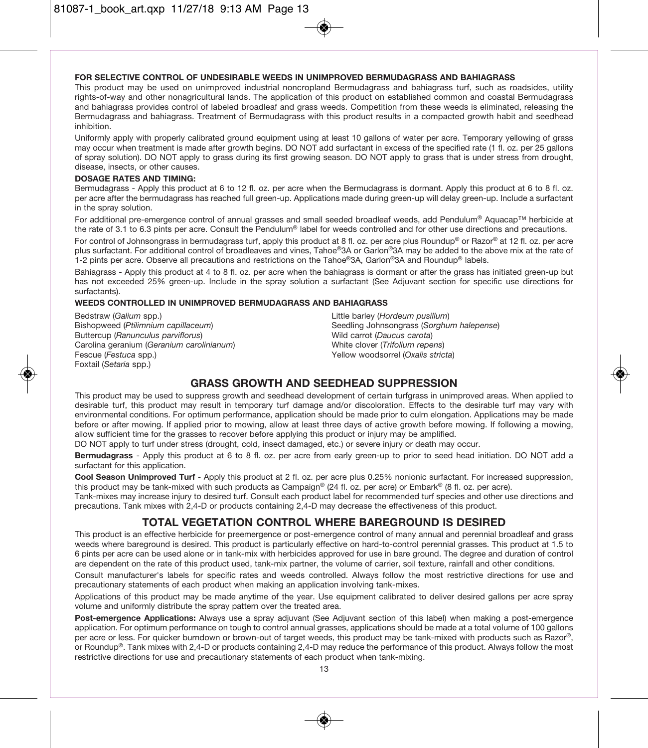### FOR SELECTIVE CONTROL OF UNDESIRABLE WEEDS IN UNIMPROVED BERMUDAGRASS AND BAHIAGRASS

This product may be used on unimproved industrial noncropland Bermudagrass and bahiagrass turf, such as roadsides, utility rights-of-way and other nonagricultural lands. The application of this product on established common and coastal Bermudagrass and bahiagrass provides control of labeled broadleaf and grass weeds. Competition from these weeds is eliminated, releasing the Bermudagrass and bahiagrass. Treatment of Bermudagrass with this product results in a compacted growth habit and seedhead inhibition.

Uniformly apply with properly calibrated ground equipment using at least 10 gallons of water per acre. Temporary yellowing of grass may occur when treatment is made after growth begins. DO NOT add surfactant in excess of the specified rate (1 fl. oz. per 25 gallons of spray solution). DO NOT apply to grass during its first growing season. DO NOT apply to grass that is under stress from drought, disease, insects, or other causes.

**DOSAGE RATES AND TIMING:**

Bermudagrass - Apply this product at 6 to 12 fl. oz. per acre when the Bermudagrass is dormant. Apply this product at 6 to 8 fl. oz. per acre after the bermudagrass has reached full green-up. Applications made during green-up will delay green-up. Include a surfactant in the spray solution.

For additional pre-emergence control of annual grasses and small seeded broadleaf weeds, add Pendulum® Aquacap™ herbicide at the rate of 3.1 to 6.3 pints per acre. Consult the Pendulum® label for weeds controlled and for other use directions and precautions.

For control of Johnsongrass in bermudagrass turf, apply this product at 8 fl. oz. per acre plus Roundup® or Razor® at 12 fl. oz. per acre plus surfactant. For additional control of broadleaves and vines, Tahoe®3A or Garlon®3A may be added to the above mix at the rate of 1-2 pints per acre. Observe all precautions and restrictions on the Tahoe®3A, Garlon®3A and Roundup® labels.

Bahiagrass - Apply this product at 4 to 8 fl. oz. per acre when the bahiagrass is dormant or after the grass has initiated green-up but has not exceeded 25% green-up. Include in the spray solution a surfactant (See Adjuvant section for specific use directions for surfactants).

**WEEDS CONTROLLED IN UNIMPROVED BERMUDAGRASS AND BAHIAGRASS**

Bedstraw (*Galium* spp.)
Bishopweed (*Ptilimnium capillaceum*)
Buttercup (*Ranunculus parviflorus*)
Carolina geranium (*Geranium carolinianum*)
Fescue (*Festuca* spp.)
Foxtail (*Setaria* spp.)
Little barley (*Hordeum pusillum*)
Seedling Johnsongrass (*Sorghum halepense*)
Wild carrot (*Daucus carota*)
White clover (*Trifolium repens*)
Yellow woodsorrel (*Oxalis stricta*)

## GRASS GROWTH AND SEEDHEAD SUPPRESSION

This product may be used to suppress growth and seedhead development of certain turfgrass in unimproved areas. When applied to desirable turf, this product may result in temporary turf damage and/or discoloration. Effects to the desirable turf may vary with environmental conditions. For optimum performance, application should be made prior to culm elongation. Applications may be made before or after mowing. If applied prior to mowing, allow at least three days of active growth before mowing. If following a mowing, allow sufficient time for the grasses to recover before applying this product or injury may be amplified.

DO NOT apply to turf under stress (drought, cold, insect damaged, etc.) or severe injury or death may occur.

**Bermudagrass** - Apply this product at 6 to 8 fl. oz. per acre from early green-up to prior to seed head initiation. DO NOT add a surfactant for this application.

**Cool Season Unimproved Turf** - Apply this product at 2 fl. oz. per acre plus 0.25% nonionic surfactant. For increased suppression, this product may be tank-mixed with such products as Campaign® (24 fl. oz. per acre) or Embark® (8 fl. oz. per acre).

Tank-mixes may increase injury to desired turf. Consult each product label for recommended turf species and other use directions and precautions. Tank mixes with 2,4-D or products containing 2,4-D may decrease the effectiveness of this product.

## TOTAL VEGETATION CONTROL WHERE BAREGROUND IS DESIRED

This product is an effective herbicide for preemergence or post-emergence control of many annual and perennial broadleaf and grass weeds where bareground is desired. This product is particularly effective on hard-to-control perennial grasses. This product at 1.5 to 6 pints per acre can be used alone or in tank-mix with herbicides approved for use in bare ground. The degree and duration of control are dependent on the rate of this product used, tank-mix partner, the volume of carrier, soil texture, rainfall and other conditions.

Consult manufacturer's labels for specific rates and weeds controlled. Always follow the most restrictive directions for use and precautionary statements of each product when making an application involving tank-mixes.

Applications of this product may be made anytime of the year. Use equipment calibrated to deliver desired gallons per acre spray volume and uniformly distribute the spray pattern over the treated area.

**Post-emergence Applications:** Always use a spray adjuvant (See Adjuvant section of this label) when making a post-emergence application. For optimum performance on tough to control annual grasses, applications should be made at a total volume of 100 gallons per acre or less. For quicker burndown or brown-out of target weeds, this product may be tank-mixed with products such as Razor®, or Roundup®. Tank mixes with 2,4-D or products containing 2,4-D may reduce the performance of this product. Always follow the most restrictive directions for use and precautionary statements of each product when tank-mixing.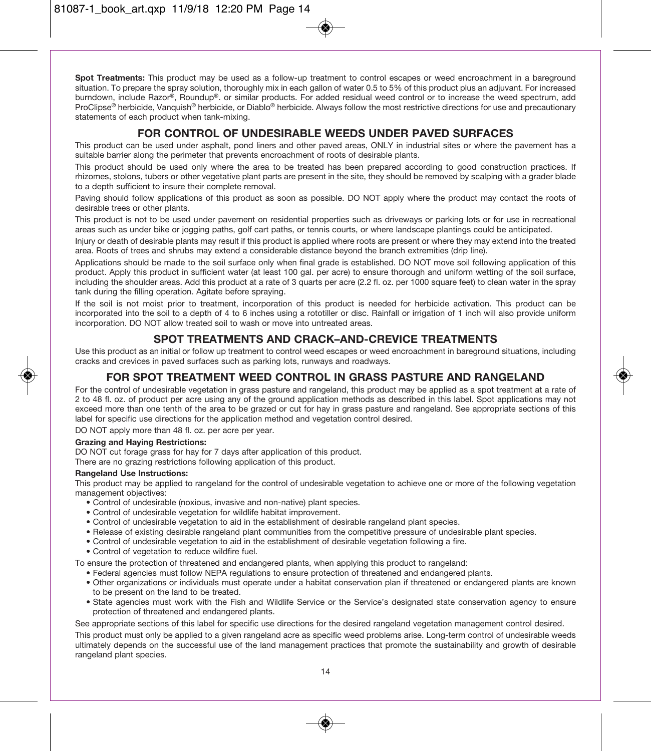**Spot Treatments:** This product may be used as a follow-up treatment to control escapes or weed encroachment in a bareground situation. To prepare the spray solution, thoroughly mix in each gallon of water 0.5 to 5% of this product plus an adjuvant. For increased burndown, include Razor®, Roundup®. or similar products. For added residual weed control or to increase the weed spectrum, add ProClipse® herbicide, Vanquish® herbicide, or Diablo® herbicide. Always follow the most restrictive directions for use and precautionary statements of each product when tank-mixing.

## FOR CONTROL OF UNDESIRABLE WEEDS UNDER PAVED SURFACES

This product can be used under asphalt, pond liners and other paved areas, ONLY in industrial sites or where the pavement has a suitable barrier along the perimeter that prevents encroachment of roots of desirable plants.

This product should be used only where the area to be treated has been prepared according to good construction practices. If rhizomes, stolons, tubers or other vegetative plant parts are present in the site, they should be removed by scalping with a grader blade to a depth sufficient to insure their complete removal.

Paving should follow applications of this product as soon as possible. DO NOT apply where the product may contact the roots of desirable trees or other plants.

This product is not to be used under pavement on residential properties such as driveways or parking lots or for use in recreational areas such as under bike or jogging paths, golf cart paths, or tennis courts, or where landscape plantings could be anticipated.

Injury or death of desirable plants may result if this product is applied where roots are present or where they may extend into the treated area. Roots of trees and shrubs may extend a considerable distance beyond the branch extremities (drip line).

Applications should be made to the soil surface only when final grade is established. DO NOT move soil following application of this product. Apply this product in sufficient water (at least 100 gal. per acre) to ensure thorough and uniform wetting of the soil surface, including the shoulder areas. Add this product at a rate of 3 quarts per acre (2.2 fl. oz. per 1000 square feet) to clean water in the spray tank during the filling operation. Agitate before spraying.

If the soil is not moist prior to treatment, incorporation of this product is needed for herbicide activation. This product can be incorporated into the soil to a depth of 4 to 6 inches using a rototiller or disc. Rainfall or irrigation of 1 inch will also provide uniform incorporation. DO NOT allow treated soil to wash or move into untreated areas.

## SPOT TREATMENTS AND CRACK–AND-CREVICE TREATMENTS

Use this product as an initial or follow up treatment to control weed escapes or weed encroachment in bareground situations, including cracks and crevices in paved surfaces such as parking lots, runways and roadways.

## FOR SPOT TREATMENT WEED CONTROL IN GRASS PASTURE AND RANGELAND

For the control of undesirable vegetation in grass pasture and rangeland, this product may be applied as a spot treatment at a rate of 2 to 48 fl. oz. of product per acre using any of the ground application methods as described in this label. Spot applications may not exceed more than one tenth of the area to be grazed or cut for hay in grass pasture and rangeland. See appropriate sections of this label for specific use directions for the application method and vegetation control desired.

DO NOT apply more than 48 fl. oz. per acre per year.

**Grazing and Haying Restrictions:**

DO NOT cut forage grass for hay for 7 days after application of this product.

There are no grazing restrictions following application of this product.

**Rangeland Use Instructions:**

This product may be applied to rangeland for the control of undesirable vegetation to achieve one or more of the following vegetation management objectives:

- Control of undesirable (noxious, invasive and non-native) plant species.
- Control of undesirable vegetation for wildlife habitat improvement.
- Control of undesirable vegetation to aid in the establishment of desirable rangeland plant species.
- Release of existing desirable rangeland plant communities from the competitive pressure of undesirable plant species.
- Control of undesirable vegetation to aid in the establishment of desirable vegetation following a fire.
- Control of vegetation to reduce wildfire fuel.

To ensure the protection of threatened and endangered plants, when applying this product to rangeland:

- Federal agencies must follow NEPA regulations to ensure protection of threatened and endangered plants.
- Other organizations or individuals must operate under a habitat conservation plan if threatened or endangered plants are known to be present on the land to be treated.
- State agencies must work with the Fish and Wildlife Service or the Service's designated state conservation agency to ensure protection of threatened and endangered plants.

See appropriate sections of this label for specific use directions for the desired rangeland vegetation management control desired.

This product must only be applied to a given rangeland acre as specific weed problems arise. Long-term control of undesirable weeds ultimately depends on the successful use of the land management practices that promote the sustainability and growth of desirable rangeland plant species.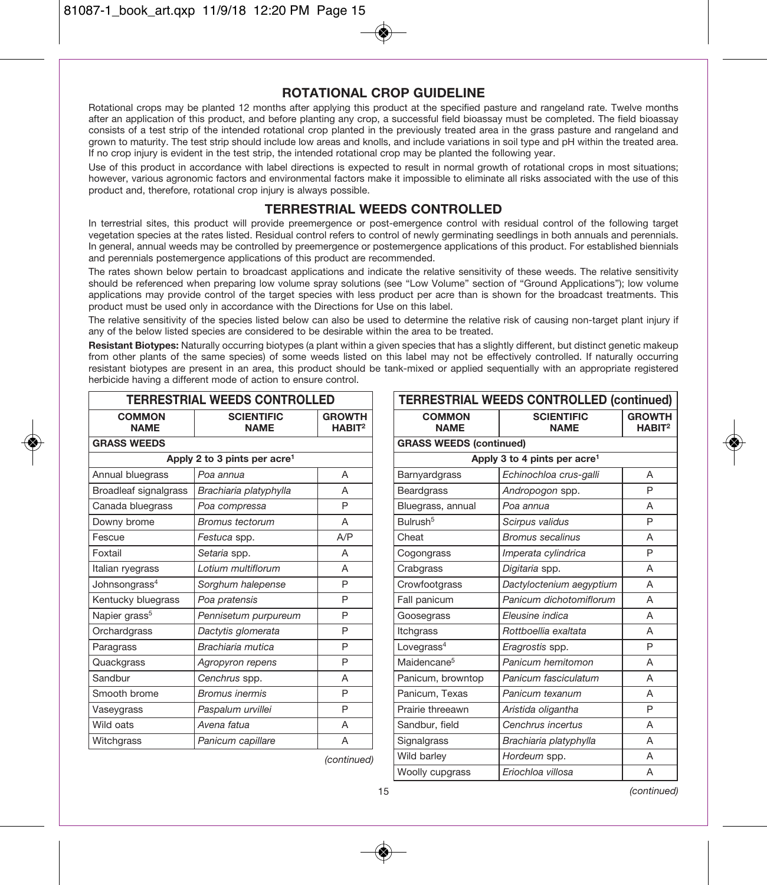## ROTATIONAL CROP GUIDELINE

Rotational crops may be planted 12 months after applying this product at the specified pasture and rangeland rate. Twelve months after an application of this product, and before planting any crop, a successful field bioassay must be completed. The field bioassay consists of a test strip of the intended rotational crop planted in the previously treated area in the grass pasture and rangeland and grown to maturity. The test strip should include low areas and knolls, and include variations in soil type and pH within the treated area. If no crop injury is evident in the test strip, the intended rotational crop may be planted the following year.

Use of this product in accordance with label directions is expected to result in normal growth of rotational crops in most situations; however, various agronomic factors and environmental factors make it impossible to eliminate all risks associated with the use of this product and, therefore, rotational crop injury is always possible.

## TERRESTRIAL WEEDS CONTROLLED

In terrestrial sites, this product will provide preemergence or post-emergence control with residual control of the following target vegetation species at the rates listed. Residual control refers to control of newly germinating seedlings in both annuals and perennials. In general, annual weeds may be controlled by preemergence or postemergence applications of this product. For established biennials and perennials postemergence applications of this product are recommended.

The rates shown below pertain to broadcast applications and indicate the relative sensitivity of these weeds. The relative sensitivity should be referenced when preparing low volume spray solutions (see "Low Volume" section of "Ground Applications"); low volume applications may provide control of the target species with less product per acre than is shown for the broadcast treatments. This product must be used only in accordance with the Directions for Use on this label.

The relative sensitivity of the species listed below can also be used to determine the relative risk of causing non-target plant injury if any of the below listed species are considered to be desirable within the area to be treated.

**Resistant Biotypes:** Naturally occurring biotypes (a plant within a given species that has a slightly different, but distinct genetic makeup from other plants of the same species) of some weeds listed on this label may not be effectively controlled. If naturally occurring resistant biotypes are present in an area, this product should be tank-mixed or applied sequentially with an appropriate registered herbicide having a different mode of action to ensure control.

| COMMON NAME | SCIENTIFIC NAME | GROWTH HABIT[2] |
|---|---|---|
| **GRASS WEEDS** | | |
| Apply 2 to 3 pints per acre[1] | | |
| Annual bluegrass | *Poa annua* | A |
| Broadleaf signalgrass | *Brachiaria platyphylla* | A |
| Canada bluegrass | *Poa compressa* | P |
| Downy brome | *Bromus tectorum* | A |
| Fescue | *Festuca* spp. | A/P |
| Foxtail | *Setaria* spp. | A |
| Italian ryegrass | *Lotium multiflorum* | A |
| Johnsongrass[4] | *Sorghum halepense* | P |
| Kentucky bluegrass | *Poa pratensis* | P |
| Napier grass[5] | *Pennisetum purpureum* | P |
| Orchardgrass | *Dactytis glomerata* | P |
| Paragrass | *Brachiaria mutica* | P |
| Quackgrass | *Agropyron repens* | P |
| Sandbur | *Cenchrus* spp. | A |
| Smooth brome | *Bromus inermis* | P |
| Vaseygrass | *Paspalum urvillei* | P |
| Wild oats | *Avena fatua* | A |
| Witchgrass | *Panicum capillare* | A |
| **GRASS WEEDS (continued)** | | |
| Apply 3 to 4 pints per acre[1] | | |
| Barnyardgrass | *Echinochloa crus-galli* | A |
| Beardgrass | *Andropogon* spp. | P |
| Bluegrass, annual | *Poa annua* | A |
| Bulrush[5] | *Scirpus validus* | P |
| Cheat | *Bromus secalinus* | A |
| Cogongrass | *Imperata cylindrica* | P |
| Crabgrass | *Digitaria* spp. | A |
| Crowfootgrass | *Dactyloctenium aegyptium* | A |
| Fall panicum | *Panicum dichotomiflorum* | A |
| Goosegrass | *Eleusine indica* | A |
| Itchgrass | *Rottboellia exaltata* | A |
| Lovegrass[4] | *Eragrostis* spp. | P |
| Maidencane[5] | *Panicum hemitomon* | A |
| Panicum, browntop | *Panicum fasciculatum* | A |
| Panicum, Texas | *Panicum texanum* | A |
| Prairie threeawn | *Aristida oligantha* | P |
| Sandbur, field | *Cenchrus incertus* | A |
| Signalgrass | *Brachiaria platyphylla* | A |
| Wild barley | *Hordeum* spp. | A |
| Woolly cupgrass | *Eriochloa villosa* | A |

*(continued)*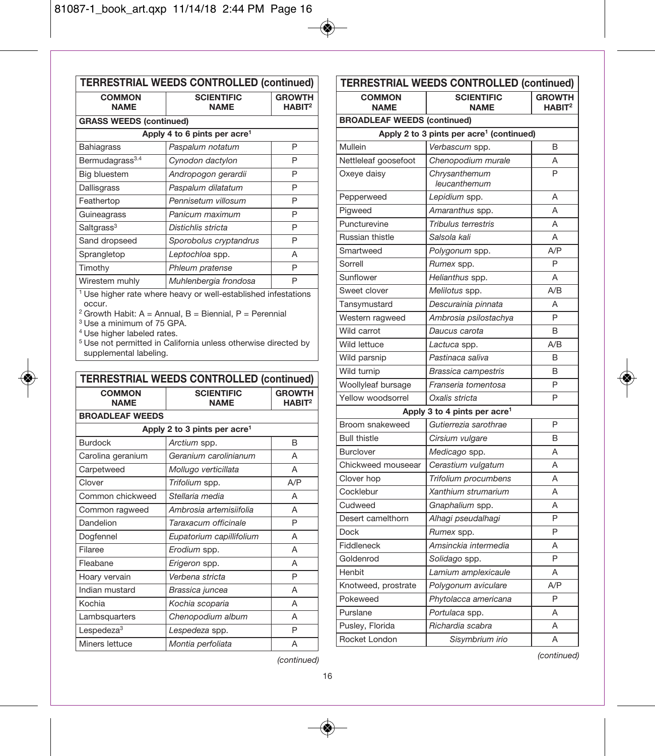**TERRESTRIAL WEEDS CONTROLLED (continued)**

| COMMON NAME | SCIENTIFIC NAME | GROWTH HABIT[2] |
|---|---|---|
| **GRASS WEEDS (continued)** | | |
| **Apply 4 to 6 pints per acre[1]** | | |
| Bahiagrass | *Paspalum notatum* | P |
| Bermudagrass[3,4] | *Cynodon dactylon* | P |
| Big bluestem | *Andropogon gerardii* | P |
| Dallisgrass | *Paspalum dilatatum* | P |
| Feathertop | *Pennisetum villosum* | P |
| Guineagrass | *Panicum maximum* | P |
| Saltgrass[3] | *Distichlis stricta* | P |
| Sand dropseed | *Sporobolus cryptandrus* | P |
| Sprangletop | *Leptochloa* spp. | A |
| Timothy | *Phleum pratense* | P |
| Wirestem muhly | *Muhlenbergia frondosa* | P |

[1] Use higher rate where heavy or well-established infestations occur.
[2] Growth Habit: A = Annual, B = Biennial, P = Perennial
[3] Use a minimum of 75 GPA.
[4] Use higher labeled rates.
[5] Use not permitted in California unless otherwise directed by supplemental labeling.

**TERRESTRIAL WEEDS CONTROLLED (continued)**

| COMMON NAME | SCIENTIFIC NAME | GROWTH HABIT[2] |
|---|---|---|
| **BROADLEAF WEEDS** | | |
| **Apply 2 to 3 pints per acre[1]** | | |
| Burdock | *Arctium* spp. | B |
| Carolina geranium | *Geranium carolinianum* | A |
| Carpetweed | *Mollugo verticillata* | A |
| Clover | *Trifolium* spp. | A/P |
| Common chickweed | *Stellaria media* | A |
| Common ragweed | *Ambrosia artemisiifolia* | A |
| Dandelion | *Taraxacum officinale* | P |
| Dogfennel | *Eupatorium capillifolium* | A |
| Filaree | *Erodium* spp. | A |
| Fleabane | *Erigeron* spp. | A |
| Hoary vervain | *Verbena stricta* | P |
| Indian mustard | *Brassica juncea* | A |
| Kochia | *Kochia scoparia* | A |
| Lambsquarters | *Chenopodium album* | A |
| Lespedeza[3] | *Lespedeza* spp. | P |
| Miners lettuce | *Montia perfoliata* | A |

*(continued)*

**TERRESTRIAL WEEDS CONTROLLED (continued)**

| COMMON NAME | SCIENTIFIC NAME | GROWTH HABIT[2] |
|---|---|---|
| **BROADLEAF WEEDS (continued)** | | |
| **Apply 2 to 3 pints per acre[1] (continued)** | | |
| Mullein | *Verbascum* spp. | B |
| Nettleleaf goosefoot | *Chenopodium murale* | A |
| Oxeye daisy | *Chrysanthemum leucanthemum* | P |
| Pepperweed | *Lepidium* spp. | A |
| Pigweed | *Amaranthus* spp. | A |
| Puncturevine | *Tribulus terrestris* | A |
| Russian thistle | *Salsola kali* | A |
| Smartweed | *Polygonum* spp. | A/P |
| Sorrell | *Rumex* spp. | P |
| Sunflower | *Helianthus* spp. | A |
| Sweet clover | *Melilotus* spp. | A/B |
| Tansymustard | *Descurainia pinnata* | A |
| Western ragweed | *Ambrosia psilostachya* | P |
| Wild carrot | *Daucus carota* | B |
| Wild lettuce | *Lactuca* spp. | A/B |
| Wild parsnip | *Pastinaca saliva* | B |
| Wild turnip | *Brassica campestris* | B |
| Woollyleaf bursage | *Franseria tomentosa* | P |
| Yellow woodsorrel | *Oxalis stricta* | P |
| **Apply 3 to 4 pints per acre[1]** | | |
| Broom snakeweed | *Gutierrezia sarothrae* | P |
| Bull thistle | *Cirsium vulgare* | B |
| Burclover | *Medicago* spp. | A |
| Chickweed mouseear | *Cerastium vulgatum* | A |
| Clover hop | *Trifolium procumbens* | A |
| Cocklebur | *Xanthium strumarium* | A |
| Cudweed | *Gnaphalium* spp. | A |
| Desert camelthorn | *Alhagi pseudalhagi* | P |
| Dock | *Rumex* spp. | P |
| Fiddleneck | *Amsinckia intermedia* | A |
| Goldenrod | *Solidago* spp. | P |
| Henbit | *Lamium amplexicaule* | A |
| Knotweed, prostrate | *Polygonum aviculare* | A/P |
| Pokeweed | *Phytolacca americana* | P |
| Purslane | *Portulaca* spp. | A |
| Pusley, Florida | *Richardia scabra* | A |
| Rocket London | *Sisymbrium irio* | A |

*(continued)*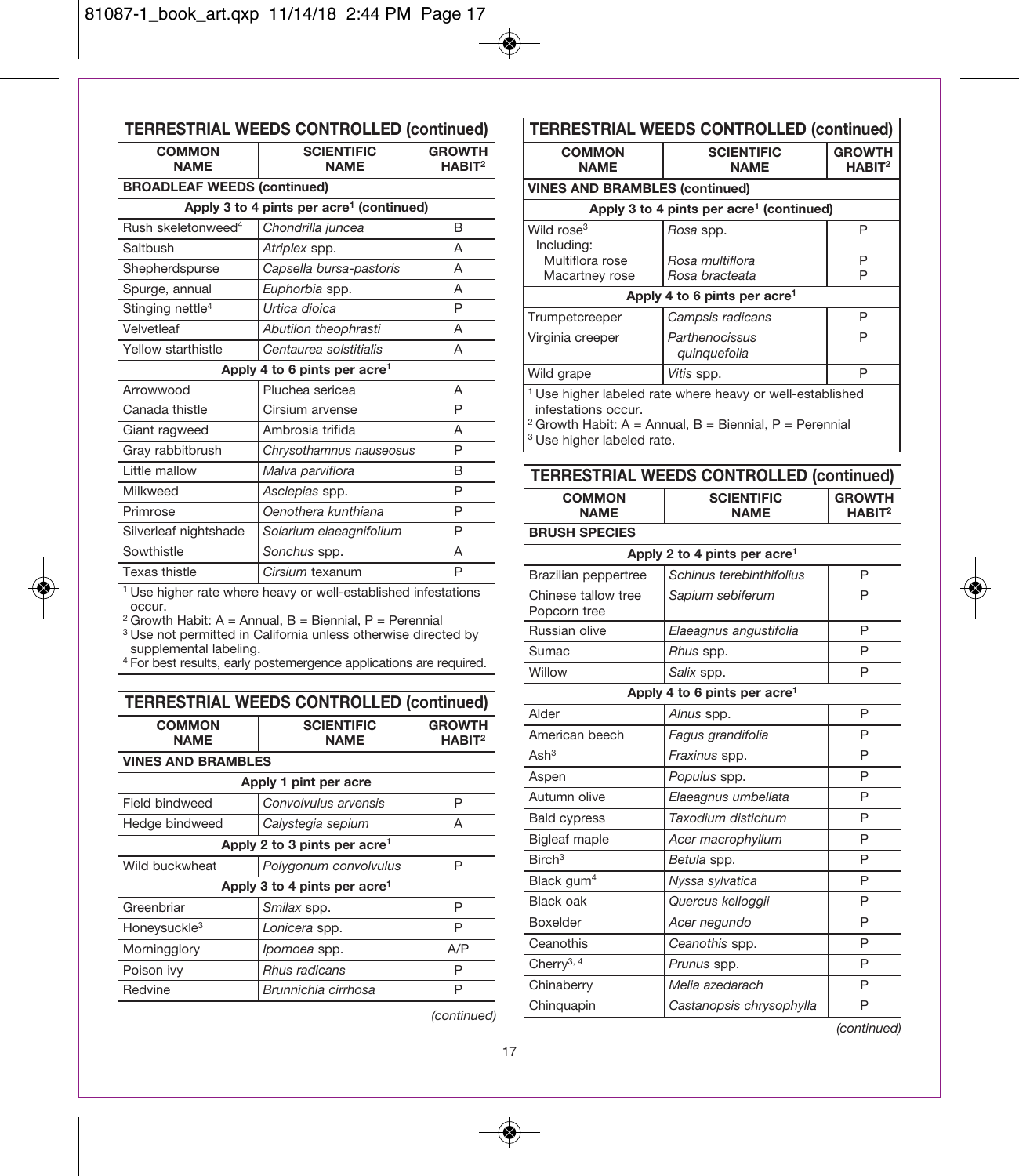| TERRESTRIAL WEEDS CONTROLLED (continued) | | |
|---|---|---|
| **COMMON NAME** | **SCIENTIFIC NAME** | **GROWTH HABIT[2]** |
| **BROADLEAF WEEDS (continued)** | | |
| **Apply 3 to 4 pints per acre[1] (continued)** | | |
| Rush skeletonweed[4] | *Chondrilla juncea* | B |
| Saltbush | *Atriplex* spp. | A |
| Shepherdspurse | *Capsella bursa-pastoris* | A |
| Spurge, annual | *Euphorbia* spp. | A |
| Stinging nettle[4] | *Urtica dioica* | P |
| Velvetleaf | *Abutilon theophrasti* | A |
| Yellow starthistle | *Centaurea solstitialis* | A |
| **Apply 4 to 6 pints per acre[1]** | | |
| Arrowwood | Pluchea sericea | A |
| Canada thistle | Cirsium arvense | P |
| Giant ragweed | Ambrosia trifida | A |
| Gray rabbitbrush | *Chrysothamnus nauseosus* | P |
| Little mallow | *Malva parviflora* | B |
| Milkweed | *Asclepias* spp. | P |
| Primrose | *Oenothera kunthiana* | P |
| Silverleaf nightshade | *Solarium elaeagnifolium* | P |
| Sowthistle | *Sonchus* spp. | A |
| Texas thistle | *Cirsium* texanum | P |

[1] Use higher rate where heavy or well-established infestations occur.
[2] Growth Habit: A = Annual, B = Biennial, P = Perennial
[3] Use not permitted in California unless otherwise directed by supplemental labeling.
[4] For best results, early postemergence applications are required.

| TERRESTRIAL WEEDS CONTROLLED (continued) | | |
|---|---|---|
| **COMMON NAME** | **SCIENTIFIC NAME** | **GROWTH HABIT[2]** |
| **VINES AND BRAMBLES** | | |
| **Apply 1 pint per acre** | | |
| Field bindweed | *Convolvulus arvensis* | P |
| Hedge bindweed | *Calystegia sepium* | A |
| **Apply 2 to 3 pints per acre[1]** | | |
| Wild buckwheat | *Polygonum convolvulus* | P |
| **Apply 3 to 4 pints per acre[1]** | | |
| Greenbriar | *Smilax* spp. | P |
| Honeysuckle[3] | *Lonicera* spp. | P |
| Morningglory | *Ipomoea* spp. | A/P |
| Poison ivy | *Rhus radicans* | P |
| Redvine | *Brunnichia cirrhosa* | P |

*(continued)*

| TERRESTRIAL WEEDS CONTROLLED (continued) | | |
|---|---|---|
| **COMMON NAME** | **SCIENTIFIC NAME** | **GROWTH HABIT[2]** |
| **VINES AND BRAMBLES (continued)** | | |
| **Apply 3 to 4 pints per acre[1] (continued)** | | |
| Wild rose[3] Including: | *Rosa* spp. | P |
| Multiflora rose | *Rosa multiflora* | P |
| Macartney rose | *Rosa bracteata* | P |
| **Apply 4 to 6 pints per acre[1]** | | |
| Trumpetcreeper | *Campsis radicans* | P |
| Virginia creeper | *Parthenocissus quinquefolia* | P |
| Wild grape | *Vitis* spp. | P |

[1] Use higher labeled rate where heavy or well-established infestations occur.
[2] Growth Habit: A = Annual, B = Biennial, P = Perennial
[3] Use higher labeled rate.

| TERRESTRIAL WEEDS CONTROLLED (continued) | | |
|---|---|---|
| **COMMON NAME** | **SCIENTIFIC NAME** | **GROWTH HABIT[2]** |
| **BRUSH SPECIES** | | |
| **Apply 2 to 4 pints per acre[1]** | | |
| Brazilian peppertree | *Schinus terebinthifolius* | P |
| Chinese tallow tree Popcorn tree | *Sapium sebiferum* | P |
| Russian olive | *Elaeagnus angustifolia* | P |
| Sumac | *Rhus* spp. | P |
| Willow | *Salix* spp. | P |
| **Apply 4 to 6 pints per acre[1]** | | |
| Alder | *Alnus* spp. | P |
| American beech | *Fagus grandifolia* | P |
| Ash[3] | *Fraxinus* spp. | P |
| Aspen | *Populus* spp. | P |
| Autumn olive | *Elaeagnus umbellata* | P |
| Bald cypress | *Taxodium distichum* | P |
| Bigleaf maple | *Acer macrophyllum* | P |
| Birch[3] | *Betula* spp. | P |
| Black gum[4] | *Nyssa sylvatica* | P |
| Black oak | *Quercus kelloggii* | P |
| Boxelder | *Acer negundo* | P |
| Ceanothis | *Ceanothis* spp. | P |
| Cherry[3, 4] | *Prunus* spp. | P |
| Chinaberry | *Melia azedarach* | P |
| Chinquapin | *Castanopsis chrysophylla* | P |

*(continued)*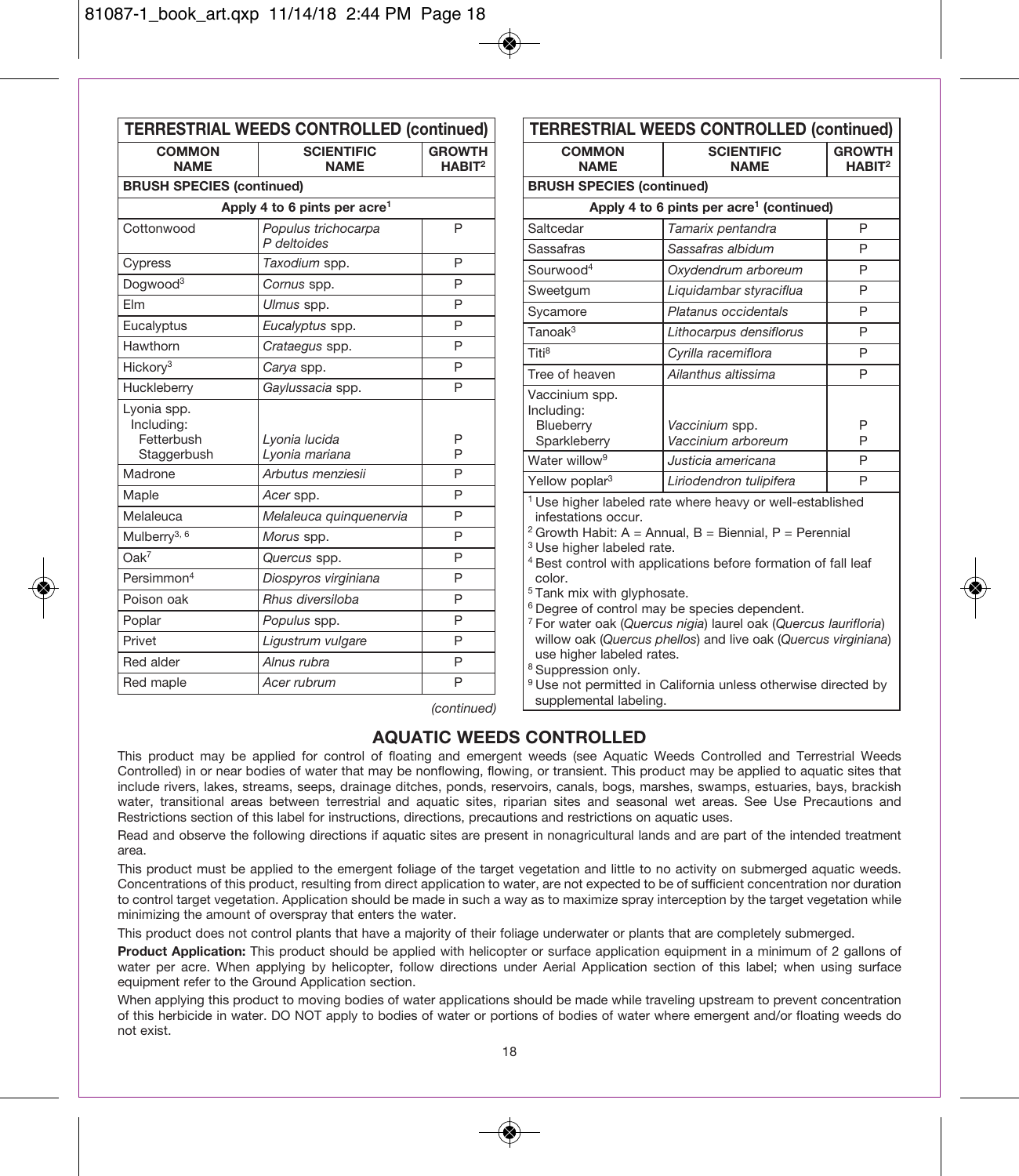## TERRESTRIAL WEEDS CONTROLLED (continued)

| COMMON NAME | SCIENTIFIC NAME | GROWTH HABIT[2] |
|---|---|---|
| **BRUSH SPECIES (continued)** | | |
| **Apply 4 to 6 pints per acre[1]** | | |
| Cottonwood | *Populus trichocarpa* *P deltoides* | P |
| Cypress | *Taxodium* spp. | P |
| Dogwood[3] | *Cornus* spp. | P |
| Elm | *Ulmus* spp. | P |
| Eucalyptus | *Eucalyptus* spp. | P |
| Hawthorn | *Crataegus* spp. | P |
| Hickory[3] | *Carya* spp. | P |
| Huckleberry | *Gaylussacia* spp. | P |
| Lyonia spp. Including: | | |
| Fetterbush | *Lyonia lucida* | P |
| Staggerbush | *Lyonia mariana* | P |
| Madrone | *Arbutus menziesii* | P |
| Maple | *Acer* spp. | P |
| Melaleuca | *Melaleuca quinquenervia* | P |
| Mulberry[3, 6] | *Morus* spp. | P |
| Oak[7] | *Quercus* spp. | P |
| Persimmon[4] | *Diospyros virginiana* | P |
| Poison oak | *Rhus diversiloba* | P |
| Poplar | *Populus* spp. | P |
| Privet | *Ligustrum vulgare* | P |
| Red alder | *Alnus rubra* | P |
| Red maple | *Acer rubrum* | P |

*(continued)*

## TERRESTRIAL WEEDS CONTROLLED (continued)

| COMMON NAME | SCIENTIFIC NAME | GROWTH HABIT[2] |
|---|---|---|
| **BRUSH SPECIES (continued)** | | |
| **Apply 4 to 6 pints per acre[1] (continued)** | | |
| Saltcedar | *Tamarix pentandra* | P |
| Sassafras | *Sassafras albidum* | P |
| Sourwood[4] | *Oxydendrum arboreum* | P |
| Sweetgum | *Liquidambar styraciflua* | P |
| Sycamore | *Platanus occidentals* | P |
| Tanoak[3] | *Lithocarpus densiflorus* | P |
| Titi[8] | *Cyrilla racemiflora* | P |
| Tree of heaven | *Ailanthus altissima* | P |
| Vaccinium spp. Including: | | |
| Blueberry | *Vaccinium* spp. | P |
| Sparkleberry | *Vaccinium arboreum* | P |
| Water willow[9] | *Justicia americana* | P |
| Yellow poplar[3] | *Liriodendron tulipifera* | P |

[1] Use higher labeled rate where heavy or well-established infestations occur.
[2] Growth Habit: A = Annual, B = Biennial, P = Perennial
[3] Use higher labeled rate.
[4] Best control with applications before formation of fall leaf color.
[5] Tank mix with glyphosate.
[6] Degree of control may be species dependent.
[7] For water oak (*Quercus nigia*) laurel oak (*Quercus laurifloria*) willow oak (*Quercus phellos*) and live oak (*Quercus virginiana*) use higher labeled rates.
[8] Suppression only.
[9] Use not permitted in California unless otherwise directed by supplemental labeling.

## AQUATIC WEEDS CONTROLLED

This product may be applied for control of floating and emergent weeds (see Aquatic Weeds Controlled and Terrestrial Weeds Controlled) in or near bodies of water that may be nonflowing, flowing, or transient. This product may be applied to aquatic sites that include rivers, lakes, streams, seeps, drainage ditches, ponds, reservoirs, canals, bogs, marshes, swamps, estuaries, bays, brackish water, transitional areas between terrestrial and aquatic sites, riparian sites and seasonal wet areas. See Use Precautions and Restrictions section of this label for instructions, directions, precautions and restrictions on aquatic uses.

Read and observe the following directions if aquatic sites are present in nonagricultural lands and are part of the intended treatment area.

This product must be applied to the emergent foliage of the target vegetation and little to no activity on submerged aquatic weeds. Concentrations of this product, resulting from direct application to water, are not expected to be of sufficient concentration nor duration to control target vegetation. Application should be made in such a way as to maximize spray interception by the target vegetation while minimizing the amount of overspray that enters the water.

This product does not control plants that have a majority of their foliage underwater or plants that are completely submerged.

**Product Application:** This product should be applied with helicopter or surface application equipment in a minimum of 2 gallons of water per acre. When applying by helicopter, follow directions under Aerial Application section of this label; when using surface equipment refer to the Ground Application section.

When applying this product to moving bodies of water applications should be made while traveling upstream to prevent concentration of this herbicide in water. DO NOT apply to bodies of water or portions of bodies of water where emergent and/or floating weeds do not exist.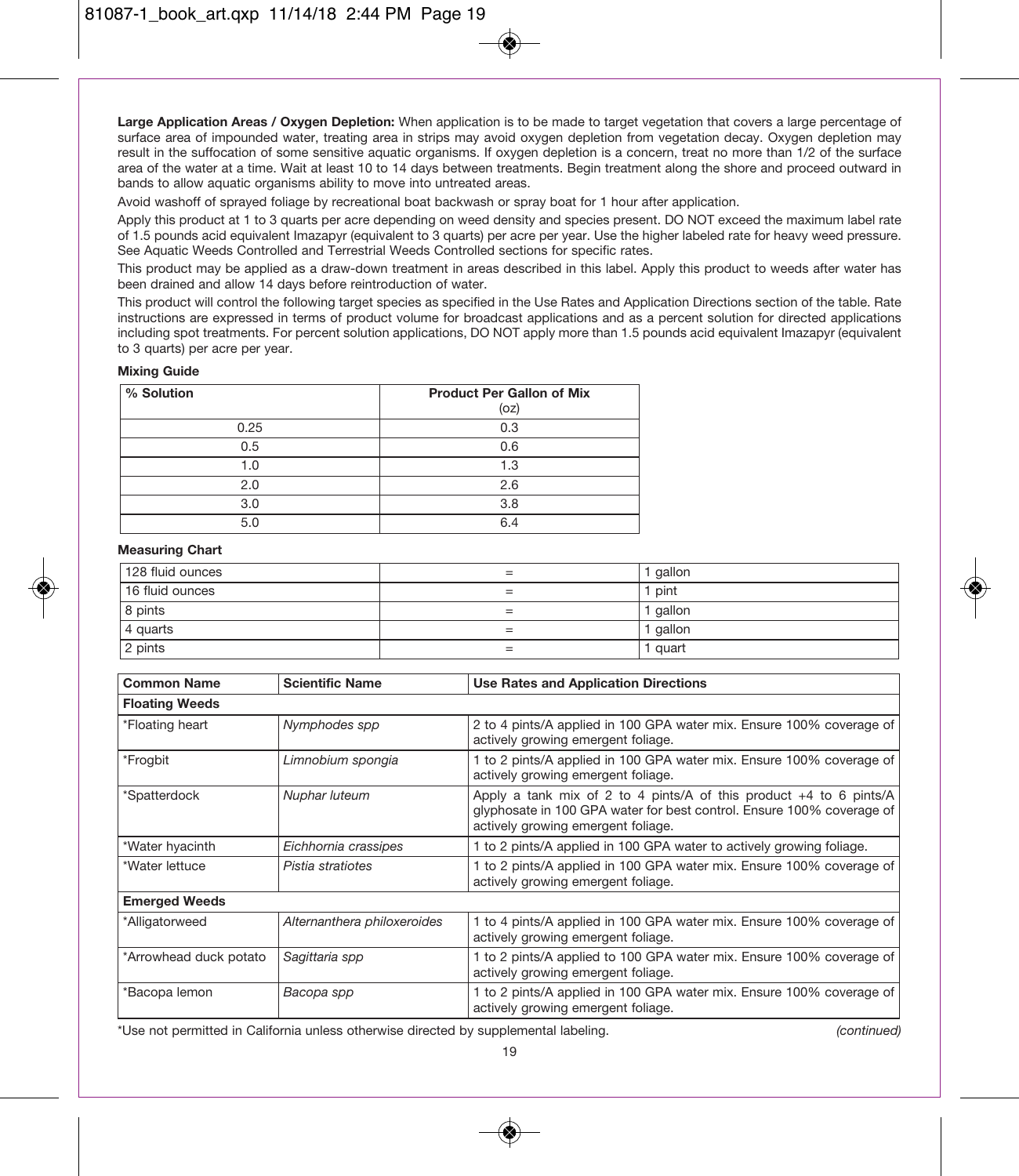**Large Application Areas / Oxygen Depletion:** When application is to be made to target vegetation that covers a large percentage of surface area of impounded water, treating area in strips may avoid oxygen depletion from vegetation decay. Oxygen depletion may result in the suffocation of some sensitive aquatic organisms. If oxygen depletion is a concern, treat no more than 1/2 of the surface area of the water at a time. Wait at least 10 to 14 days between treatments. Begin treatment along the shore and proceed outward in bands to allow aquatic organisms ability to move into untreated areas.

Avoid washoff of sprayed foliage by recreational boat backwash or spray boat for 1 hour after application.

Apply this product at 1 to 3 quarts per acre depending on weed density and species present. DO NOT exceed the maximum label rate of 1.5 pounds acid equivalent Imazapyr (equivalent to 3 quarts) per acre per year. Use the higher labeled rate for heavy weed pressure. See Aquatic Weeds Controlled and Terrestrial Weeds Controlled sections for specific rates.

This product may be applied as a draw-down treatment in areas described in this label. Apply this product to weeds after water has been drained and allow 14 days before reintroduction of water.

This product will control the following target species as specified in the Use Rates and Application Directions section of the table. Rate instructions are expressed in terms of product volume for broadcast applications and as a percent solution for directed applications including spot treatments. For percent solution applications, DO NOT apply more than 1.5 pounds acid equivalent Imazapyr (equivalent to 3 quarts) per acre per year.

**Mixing Guide**

| % Solution | Product Per Gallon of Mix (oz) |
|---|---|
| 0.25 | 0.3 |
| 0.5 | 0.6 |
| 1.0 | 1.3 |
| 2.0 | 2.6 |
| 3.0 | 3.8 |
| 5.0 | 6.4 |

**Measuring Chart**

| | | |
|---|---|---|
| 128 fluid ounces | = | 1 gallon |
| 16 fluid ounces | = | 1 pint |
| 8 pints | = | 1 gallon |
| 4 quarts | = | 1 gallon |
| 2 pints | = | 1 quart |

| Common Name | Scientific Name | Use Rates and Application Directions |
|---|---|---|
| **Floating Weeds** | | |
| *Floating heart | *Nymphodes spp* | 2 to 4 pints/A applied in 100 GPA water mix. Ensure 100% coverage of actively growing emergent foliage. |
| *Frogbit | *Limnobium spongia* | 1 to 2 pints/A applied in 100 GPA water mix. Ensure 100% coverage of actively growing emergent foliage. |
| *Spatterdock | *Nuphar luteum* | Apply a tank mix of 2 to 4 pints/A of this product +4 to 6 pints/A glyphosate in 100 GPA water for best control. Ensure 100% coverage of actively growing emergent foliage. |
| *Water hyacinth | *Eichhornia crassipes* | 1 to 2 pints/A applied in 100 GPA water to actively growing foliage. |
| *Water lettuce | *Pistia stratiotes* | 1 to 2 pints/A applied in 100 GPA water mix. Ensure 100% coverage of actively growing emergent foliage. |
| **Emerged Weeds** | | |
| *Alligatorweed | *Alternanthera philoxeroides* | 1 to 4 pints/A applied in 100 GPA water mix. Ensure 100% coverage of actively growing emergent foliage. |
| *Arrowhead duck potato | *Sagittaria spp* | 1 to 2 pints/A applied to 100 GPA water mix. Ensure 100% coverage of actively growing emergent foliage. |
| *Bacopa lemon | *Bacopa spp* | 1 to 2 pints/A applied in 100 GPA water mix. Ensure 100% coverage of actively growing emergent foliage. |

*Use not permitted in California unless otherwise directed by supplemental labeling.

*(continued)*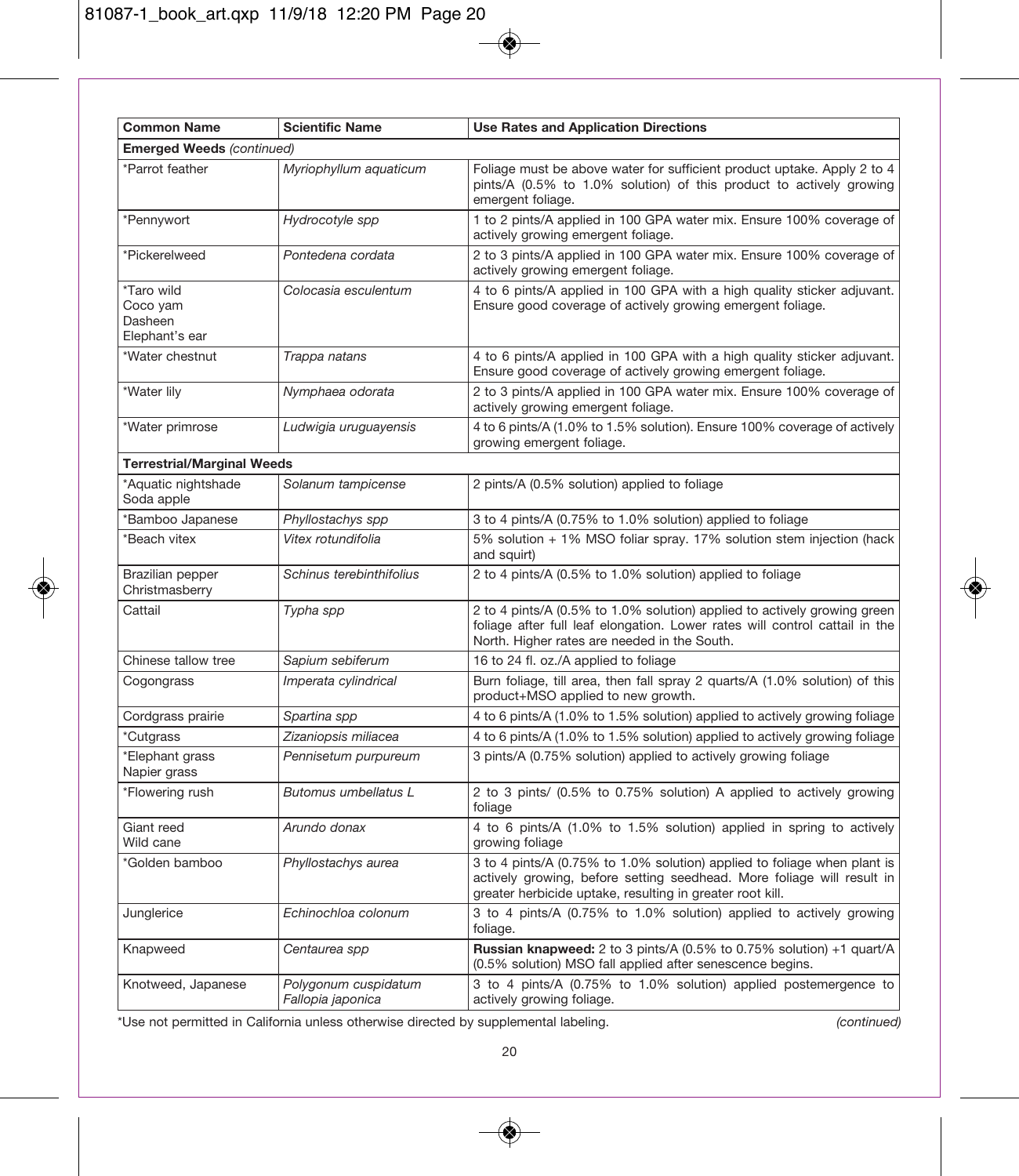| Common Name | Scientific Name | Use Rates and Application Directions |
| --- | --- | --- |
| **Emerged Weeds** *(continued)* | | |
| *Parrot feather | *Myriophyllum aquaticum* | Foliage must be above water for sufficient product uptake. Apply 2 to 4 pints/A (0.5% to 1.0% solution) of this product to actively growing emergent foliage. |
| *Pennywort | *Hydrocotyle spp* | 1 to 2 pints/A applied in 100 GPA water mix. Ensure 100% coverage of actively growing emergent foliage. |
| *Pickerelweed | *Pontedena cordata* | 2 to 3 pints/A applied in 100 GPA water mix. Ensure 100% coverage of actively growing emergent foliage. |
| *Taro wild<br>Coco yam<br>Dasheen<br>Elephant's ear | *Colocasia esculentum* | 4 to 6 pints/A applied in 100 GPA with a high quality sticker adjuvant. Ensure good coverage of actively growing emergent foliage. |
| *Water chestnut | *Trappa natans* | 4 to 6 pints/A applied in 100 GPA with a high quality sticker adjuvant. Ensure good coverage of actively growing emergent foliage. |
| *Water lily | *Nymphaea odorata* | 2 to 3 pints/A applied in 100 GPA water mix. Ensure 100% coverage of actively growing emergent foliage. |
| *Water primrose | *Ludwigia uruguayensis* | 4 to 6 pints/A (1.0% to 1.5% solution). Ensure 100% coverage of actively growing emergent foliage. |
| **Terrestrial/Marginal Weeds** | | |
| *Aquatic nightshade<br>Soda apple | *Solanum tampicense* | 2 pints/A (0.5% solution) applied to foliage |
| *Bamboo Japanese | *Phyllostachys spp* | 3 to 4 pints/A (0.75% to 1.0% solution) applied to foliage |
| *Beach vitex | *Vitex rotundifolia* | 5% solution + 1% MSO foliar spray. 17% solution stem injection (hack and squirt) |
| Brazilian pepper<br>Christmasberry | *Schinus terebinthifolius* | 2 to 4 pints/A (0.5% to 1.0% solution) applied to foliage |
| Cattail | *Typha spp* | 2 to 4 pints/A (0.5% to 1.0% solution) applied to actively growing green foliage after full leaf elongation. Lower rates will control cattail in the North. Higher rates are needed in the South. |
| Chinese tallow tree | *Sapium sebiferum* | 16 to 24 fl. oz./A applied to foliage |
| Cogongrass | *Imperata cylindrical* | Burn foliage, till area, then fall spray 2 quarts/A (1.0% solution) of this product+MSO applied to new growth. |
| Cordgrass prairie | *Spartina spp* | 4 to 6 pints/A (1.0% to 1.5% solution) applied to actively growing foliage |
| *Cutgrass | *Zizaniopsis miliacea* | 4 to 6 pints/A (1.0% to 1.5% solution) applied to actively growing foliage |
| *Elephant grass<br>Napier grass | *Pennisetum purpureum* | 3 pints/A (0.75% solution) applied to actively growing foliage |
| *Flowering rush | *Butomus umbellatus L* | 2 to 3 pints/ (0.5% to 0.75% solution) A applied to actively growing foliage |
| Giant reed<br>Wild cane | *Arundo donax* | 4 to 6 pints/A (1.0% to 1.5% solution) applied in spring to actively growing foliage |
| *Golden bamboo | *Phyllostachys aurea* | 3 to 4 pints/A (0.75% to 1.0% solution) applied to foliage when plant is actively growing, before setting seedhead. More foliage will result in greater herbicide uptake, resulting in greater root kill. |
| Junglerice | *Echinochloa colonum* | 3 to 4 pints/A (0.75% to 1.0% solution) applied to actively growing foliage. |
| Knapweed | *Centaurea spp* | **Russian knapweed:** 2 to 3 pints/A (0.5% to 0.75% solution) +1 quart/A (0.5% solution) MSO fall applied after senescence begins. |
| Knotweed, Japanese | *Polygonum cuspidatum*<br>*Fallopia japonica* | 3 to 4 pints/A (0.75% to 1.0% solution) applied postemergence to actively growing foliage. |

*Use not permitted in California unless otherwise directed by supplemental labeling. *(continued)*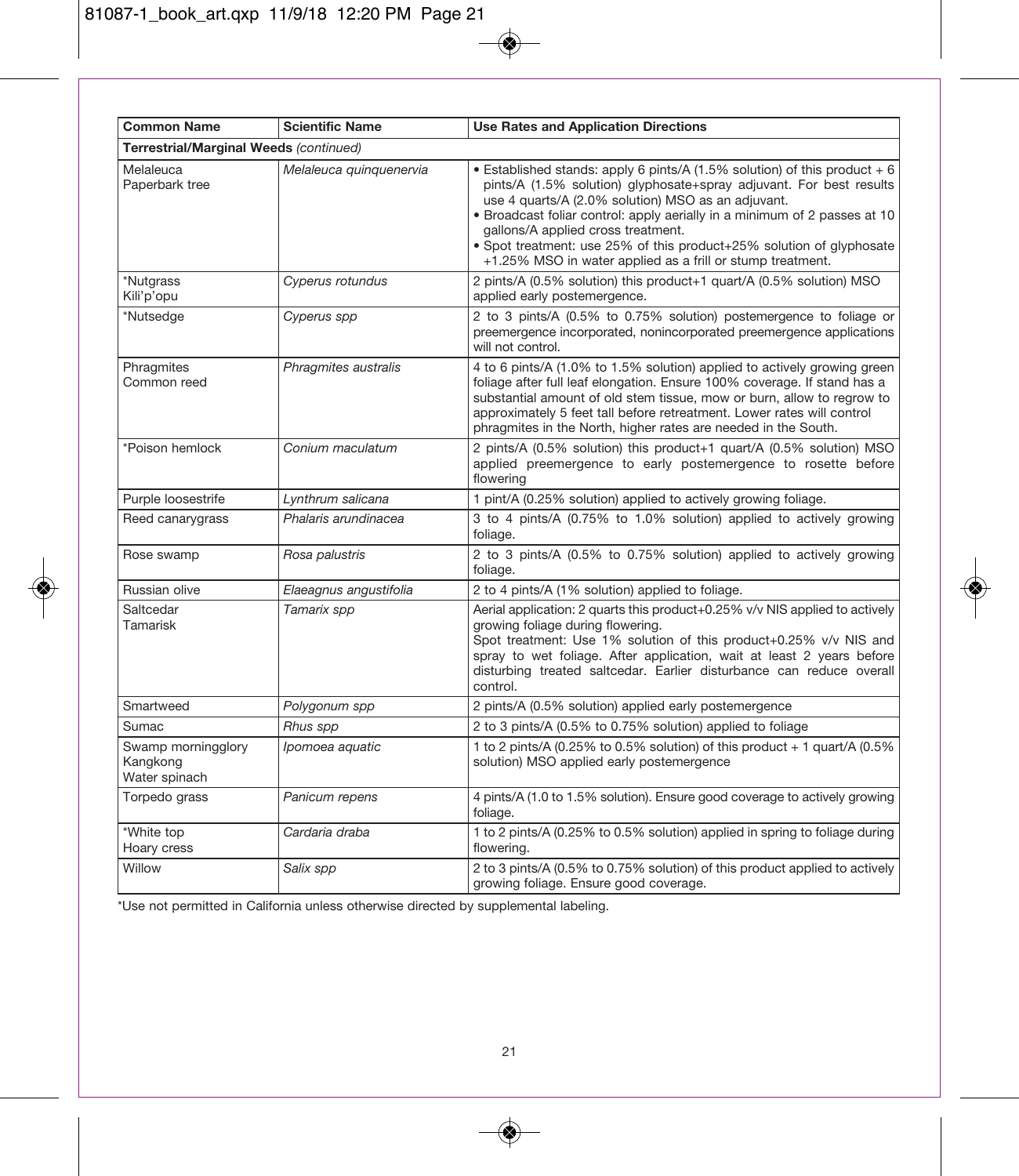| Common Name | Scientific Name | Use Rates and Application Directions |
|---|---|---|
| **Terrestrial/Marginal Weeds** *(continued)* | | |
| Melaleuca<br>Paperbark tree | *Melaleuca quinquenervia* | • Established stands: apply 6 pints/A (1.5% solution) of this product + 6 pints/A (1.5% solution) glyphosate+spray adjuvant. For best results use 4 quarts/A (2.0% solution) MSO as an adjuvant.<br>• Broadcast foliar control: apply aerially in a minimum of 2 passes at 10 gallons/A applied cross treatment.<br>• Spot treatment: use 25% of this product+25% solution of glyphosate +1.25% MSO in water applied as a frill or stump treatment. |
| *Nutgrass<br>Kili'p'opu | *Cyperus rotundus* | 2 pints/A (0.5% solution) this product+1 quart/A (0.5% solution) MSO applied early postemergence. |
| *Nutsedge | *Cyperus spp* | 2 to 3 pints/A (0.5% to 0.75% solution) postemergence to foliage or preemergence incorporated, nonincorporated preemergence applications will not control. |
| Phragmites<br>Common reed | *Phragmites australis* | 4 to 6 pints/A (1.0% to 1.5% solution) applied to actively growing green foliage after full leaf elongation. Ensure 100% coverage. If stand has a substantial amount of old stem tissue, mow or burn, allow to regrow to approximately 5 feet tall before retreatment. Lower rates will control phragmites in the North, higher rates are needed in the South. |
| *Poison hemlock | *Conium maculatum* | 2 pints/A (0.5% solution) this product+1 quart/A (0.5% solution) MSO applied preemergence to early postemergence to rosette before flowering |
| Purple loosestrife | *Lynthrum salicana* | 1 pint/A (0.25% solution) applied to actively growing foliage. |
| Reed canarygrass | *Phalaris arundinacea* | 3 to 4 pints/A (0.75% to 1.0% solution) applied to actively growing foliage. |
| Rose swamp | *Rosa palustris* | 2 to 3 pints/A (0.5% to 0.75% solution) applied to actively growing foliage. |
| Russian olive | *Elaeagnus angustifolia* | 2 to 4 pints/A (1% solution) applied to foliage. |
| Saltcedar<br>Tamarisk | *Tamarix spp* | Aerial application: 2 quarts this product+0.25% v/v NIS applied to actively growing foliage during flowering.<br>Spot treatment: Use 1% solution of this product+0.25% v/v NIS and spray to wet foliage. After application, wait at least 2 years before disturbing treated saltcedar. Earlier disturbance can reduce overall control. |
| Smartweed | *Polygonum spp* | 2 pints/A (0.5% solution) applied early postemergence |
| Sumac | *Rhus spp* | 2 to 3 pints/A (0.5% to 0.75% solution) applied to foliage |
| Swamp morningglory<br>Kangkong<br>Water spinach | *Ipomoea aquatic* | 1 to 2 pints/A (0.25% to 0.5% solution) of this product + 1 quart/A (0.5% solution) MSO applied early postemergence |
| Torpedo grass | *Panicum repens* | 4 pints/A (1.0 to 1.5% solution). Ensure good coverage to actively growing foliage. |
| *White top<br>Hoary cress | *Cardaria draba* | 1 to 2 pints/A (0.25% to 0.5% solution) applied in spring to foliage during flowering. |
| Willow | *Salix spp* | 2 to 3 pints/A (0.5% to 0.75% solution) of this product applied to actively growing foliage. Ensure good coverage. |

*Use not permitted in California unless otherwise directed by supplemental labeling.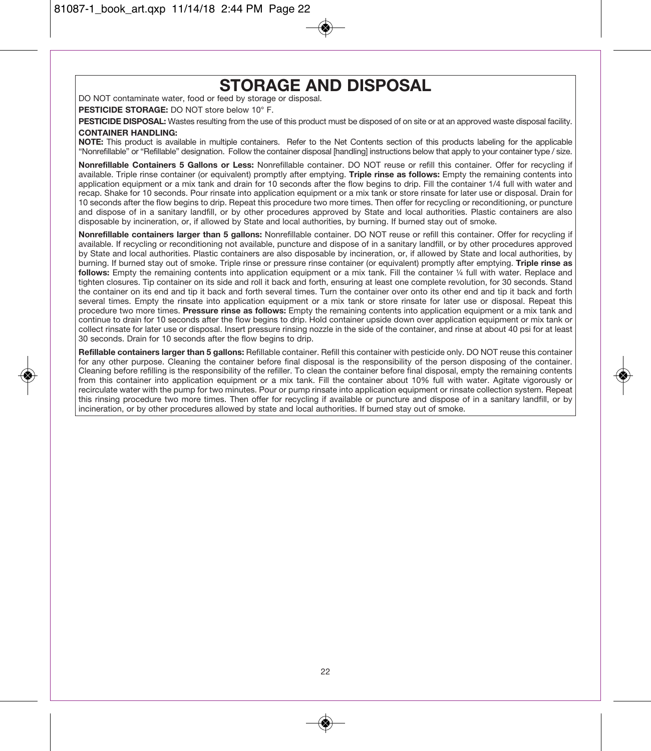# STORAGE AND DISPOSAL

DO NOT contaminate water, food or feed by storage or disposal.

**PESTICIDE STORAGE:** DO NOT store below 10° F.

**PESTICIDE DISPOSAL:** Wastes resulting from the use of this product must be disposed of on site or at an approved waste disposal facility.

**CONTAINER HANDLING:**

**NOTE:** This product is available in multiple containers. Refer to the Net Contents section of this products labeling for the applicable "Nonrefillable" or "Refillable" designation. Follow the container disposal [handling] instructions below that apply to your container type / size.

**Nonrefillable Containers 5 Gallons or Less:** Nonrefillable container. DO NOT reuse or refill this container. Offer for recycling if available. Triple rinse container (or equivalent) promptly after emptying. **Triple rinse as follows:** Empty the remaining contents into application equipment or a mix tank and drain for 10 seconds after the flow begins to drip. Fill the container 1/4 full with water and recap. Shake for 10 seconds. Pour rinsate into application equipment or a mix tank or store rinsate for later use or disposal. Drain for 10 seconds after the flow begins to drip. Repeat this procedure two more times. Then offer for recycling or reconditioning, or puncture and dispose of in a sanitary landfill, or by other procedures approved by State and local authorities. Plastic containers are also disposable by incineration, or, if allowed by State and local authorities, by burning. If burned stay out of smoke.

**Nonrefillable containers larger than 5 gallons:** Nonrefillable container. DO NOT reuse or refill this container. Offer for recycling if available. If recycling or reconditioning not available, puncture and dispose of in a sanitary landfill, or by other procedures approved by State and local authorities. Plastic containers are also disposable by incineration, or, if allowed by State and local authorities, by burning. If burned stay out of smoke. Triple rinse or pressure rinse container (or equivalent) promptly after emptying. **Triple rinse as follows:** Empty the remaining contents into application equipment or a mix tank. Fill the container ¼ full with water. Replace and tighten closures. Tip container on its side and roll it back and forth, ensuring at least one complete revolution, for 30 seconds. Stand the container on its end and tip it back and forth several times. Turn the container over onto its other end and tip it back and forth several times. Empty the rinsate into application equipment or a mix tank or store rinsate for later use or disposal. Repeat this procedure two more times. **Pressure rinse as follows:** Empty the remaining contents into application equipment or a mix tank and continue to drain for 10 seconds after the flow begins to drip. Hold container upside down over application equipment or mix tank or collect rinsate for later use or disposal. Insert pressure rinsing nozzle in the side of the container, and rinse at about 40 psi for at least 30 seconds. Drain for 10 seconds after the flow begins to drip.

**Refillable containers larger than 5 gallons:** Refillable container. Refill this container with pesticide only. DO NOT reuse this container for any other purpose. Cleaning the container before final disposal is the responsibility of the person disposing of the container. Cleaning before refilling is the responsibility of the refiller. To clean the container before final disposal, empty the remaining contents from this container into application equipment or a mix tank. Fill the container about 10% full with water. Agitate vigorously or recirculate water with the pump for two minutes. Pour or pump rinsate into application equipment or rinsate collection system. Repeat this rinsing procedure two more times. Then offer for recycling if available or puncture and dispose of in a sanitary landfill, or by incineration, or by other procedures allowed by state and local authorities. If burned stay out of smoke.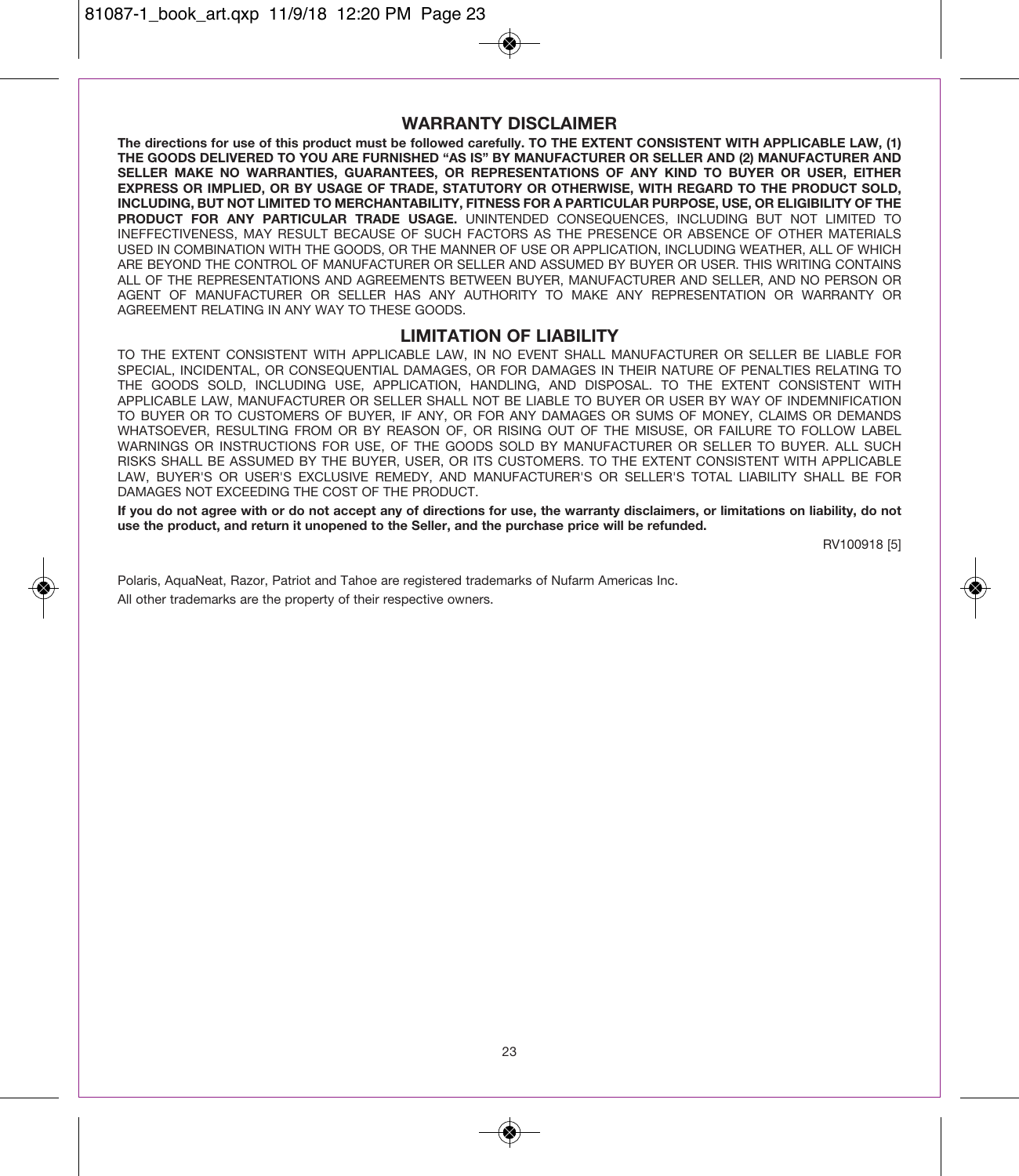## WARRANTY DISCLAIMER

**The directions for use of this product must be followed carefully. TO THE EXTENT CONSISTENT WITH APPLICABLE LAW, (1) THE GOODS DELIVERED TO YOU ARE FURNISHED "AS IS" BY MANUFACTURER OR SELLER AND (2) MANUFACTURER AND SELLER MAKE NO WARRANTIES, GUARANTEES, OR REPRESENTATIONS OF ANY KIND TO BUYER OR USER, EITHER EXPRESS OR IMPLIED, OR BY USAGE OF TRADE, STATUTORY OR OTHERWISE, WITH REGARD TO THE PRODUCT SOLD, INCLUDING, BUT NOT LIMITED TO MERCHANTABILITY, FITNESS FOR A PARTICULAR PURPOSE, USE, OR ELIGIBILITY OF THE PRODUCT FOR ANY PARTICULAR TRADE USAGE.** UNINTENDED CONSEQUENCES, INCLUDING BUT NOT LIMITED TO INEFFECTIVENESS, MAY RESULT BECAUSE OF SUCH FACTORS AS THE PRESENCE OR ABSENCE OF OTHER MATERIALS USED IN COMBINATION WITH THE GOODS, OR THE MANNER OF USE OR APPLICATION, INCLUDING WEATHER, ALL OF WHICH ARE BEYOND THE CONTROL OF MANUFACTURER OR SELLER AND ASSUMED BY BUYER OR USER. THIS WRITING CONTAINS ALL OF THE REPRESENTATIONS AND AGREEMENTS BETWEEN BUYER, MANUFACTURER AND SELLER, AND NO PERSON OR AGENT OF MANUFACTURER OR SELLER HAS ANY AUTHORITY TO MAKE ANY REPRESENTATION OR WARRANTY OR AGREEMENT RELATING IN ANY WAY TO THESE GOODS.

## LIMITATION OF LIABILITY

TO THE EXTENT CONSISTENT WITH APPLICABLE LAW, IN NO EVENT SHALL MANUFACTURER OR SELLER BE LIABLE FOR SPECIAL, INCIDENTAL, OR CONSEQUENTIAL DAMAGES, OR FOR DAMAGES IN THEIR NATURE OF PENALTIES RELATING TO THE GOODS SOLD, INCLUDING USE, APPLICATION, HANDLING, AND DISPOSAL. TO THE EXTENT CONSISTENT WITH APPLICABLE LAW, MANUFACTURER OR SELLER SHALL NOT BE LIABLE TO BUYER OR USER BY WAY OF INDEMNIFICATION TO BUYER OR TO CUSTOMERS OF BUYER, IF ANY, OR FOR ANY DAMAGES OR SUMS OF MONEY, CLAIMS OR DEMANDS WHATSOEVER, RESULTING FROM OR BY REASON OF, OR RISING OUT OF THE MISUSE, OR FAILURE TO FOLLOW LABEL WARNINGS OR INSTRUCTIONS FOR USE, OF THE GOODS SOLD BY MANUFACTURER OR SELLER TO BUYER. ALL SUCH RISKS SHALL BE ASSUMED BY THE BUYER, USER, OR ITS CUSTOMERS. TO THE EXTENT CONSISTENT WITH APPLICABLE LAW, BUYER'S OR USER'S EXCLUSIVE REMEDY, AND MANUFACTURER'S OR SELLER'S TOTAL LIABILITY SHALL BE FOR DAMAGES NOT EXCEEDING THE COST OF THE PRODUCT.

**If you do not agree with or do not accept any of directions for use, the warranty disclaimers, or limitations on liability, do not use the product, and return it unopened to the Seller, and the purchase price will be refunded.**

RV100918 [5]

Polaris, AquaNeat, Razor, Patriot and Tahoe are registered trademarks of Nufarm Americas Inc.

All other trademarks are the property of their respective owners.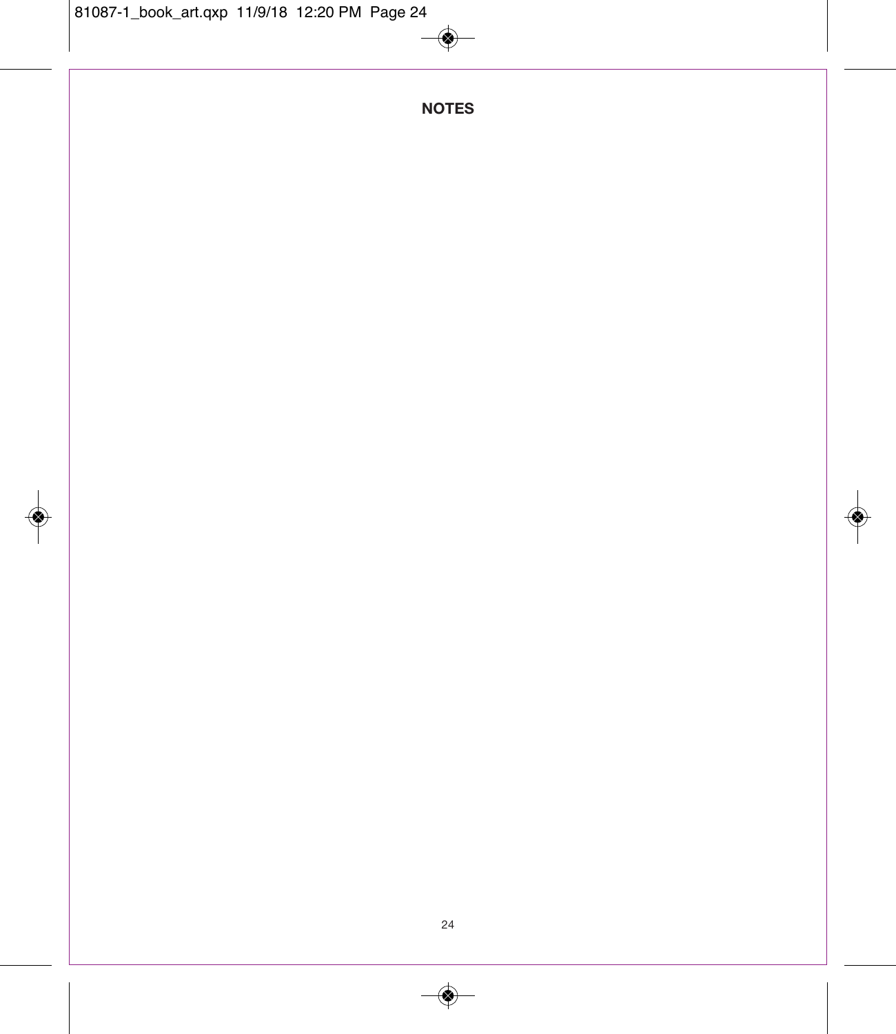## NOTES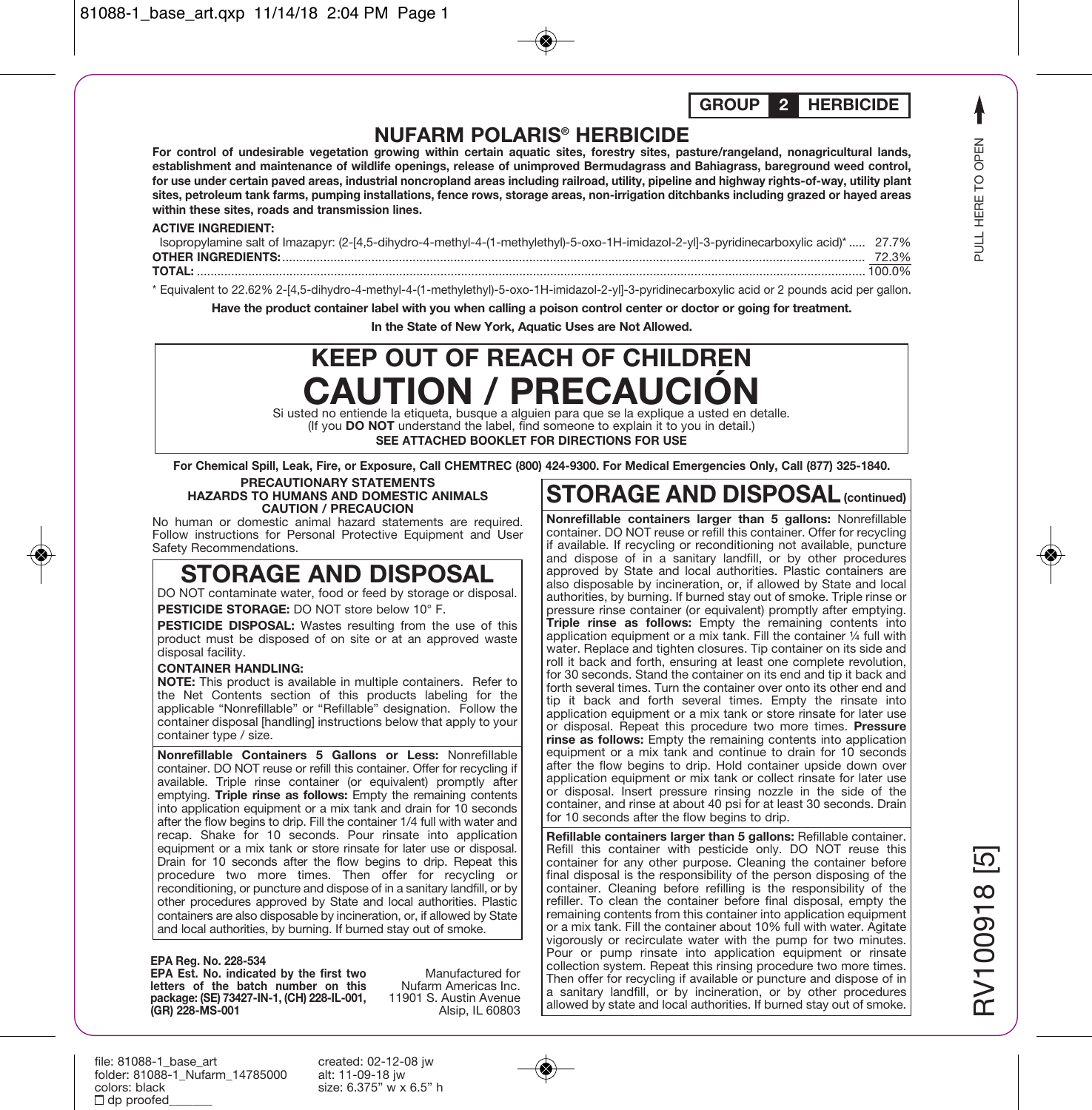**GROUP 2 HERBICIDE**

# NUFARM POLARIS® HERBICIDE

**For control of undesirable vegetation growing within certain aquatic sites, forestry sites, pasture/rangeland, nonagricultural lands, establishment and maintenance of wildlife openings, release of unimproved Bermudagrass and Bahiagrass, bareground weed control, for use under certain paved areas, industrial noncropland areas including railroad, utility, pipeline and highway rights-of-way, utility plant sites, petroleum tank farms, pumping installations, fence rows, storage areas, non-irrigation ditchbanks including grazed or hayed areas within these sites, roads and transmission lines.**

**ACTIVE INGREDIENT:**

| | |
|---|---|
| Isopropylamine salt of Imazapyr: (2-[4,5-dihydro-4-methyl-4-(1-methylethyl)-5-oxo-1H-imidazol-2-yl]-3-pyridinecarboxylic acid)* | 27.7% |
| **OTHER INGREDIENTS:** | 72.3% |
| **TOTAL:** | 100.0% |

* Equivalent to 22.62% 2-[4,5-dihydro-4-methyl-4-(1-methylethyl)-5-oxo-1H-imidazol-2-yl]-3-pyridinecarboxylic acid or 2 pounds acid per gallon.

**Have the product container label with you when calling a poison control center or doctor or going for treatment.**

**In the State of New York, Aquatic Uses are Not Allowed.**

## KEEP OUT OF REACH OF CHILDREN
## CAUTION / PRECAUCIÓN

Si usted no entiende la etiqueta, busque a alguien para que se la explique a usted en detalle.
(If you **DO NOT** understand the label, find someone to explain it to you in detail.)
**SEE ATTACHED BOOKLET FOR DIRECTIONS FOR USE**

**For Chemical Spill, Leak, Fire, or Exposure, Call CHEMTREC (800) 424-9300. For Medical Emergencies Only, Call (877) 325-1840.**

**PRECAUTIONARY STATEMENTS**
**HAZARDS TO HUMANS AND DOMESTIC ANIMALS**
**CAUTION / PRECAUCION**

No human or domestic animal hazard statements are required. Follow instructions for Personal Protective Equipment and User Safety Recommendations.

## STORAGE AND DISPOSAL

DO NOT contaminate water, food or feed by storage or disposal.

**PESTICIDE STORAGE:** DO NOT store below 10° F.

**PESTICIDE DISPOSAL:** Wastes resulting from the use of this product must be disposed of on site or at an approved waste disposal facility.

**CONTAINER HANDLING:**
**NOTE:** This product is available in multiple containers. Refer to the Net Contents section of this products labeling for the applicable "Nonrefillable" or "Refillable" designation. Follow the container disposal [handling] instructions below that apply to your container type / size.

**Nonrefillable Containers 5 Gallons or Less:** Nonrefillable container. DO NOT reuse or refill this container. Offer for recycling if available. Triple rinse container (or equivalent) promptly after emptying. **Triple rinse as follows:** Empty the remaining contents into application equipment or a mix tank and drain for 10 seconds after the flow begins to drip. Fill the container 1/4 full with water and recap. Shake for 10 seconds. Pour rinsate into application equipment or a mix tank or store rinsate for later use or disposal. Drain for 10 seconds after the flow begins to drip. Repeat this procedure two more times. Then offer for recycling or reconditioning, or puncture and dispose of in a sanitary landfill, or by other procedures approved by State and local authorities. Plastic containers are also disposable by incineration, or, if allowed by State and local authorities, by burning. If burned stay out of smoke.

## STORAGE AND DISPOSAL (continued)

**Nonrefillable containers larger than 5 gallons:** Nonrefillable container. DO NOT reuse or refill this container. Offer for recycling if available. If recycling or reconditioning not available, puncture and dispose of in a sanitary landfill, or by other procedures approved by State and local authorities. Plastic containers are also disposable by incineration, or, if allowed by State and local authorities, by burning. If burned stay out of smoke. Triple rinse or pressure rinse container (or equivalent) promptly after emptying. **Triple rinse as follows:** Empty the remaining contents into application equipment or a mix tank. Fill the container ¼ full with water. Replace and tighten closures. Tip container on its side and roll it back and forth, ensuring at least one complete revolution, for 30 seconds. Stand the container on its end and tip it back and forth several times. Turn the container over onto its other end and tip it back and forth several times. Empty the rinsate into application equipment or a mix tank or store rinsate for later use or disposal. Repeat this procedure two more times. **Pressure rinse as follows:** Empty the remaining contents into application equipment or a mix tank and continue to drain for 10 seconds after the flow begins to drip. Hold container upside down over application equipment or mix tank or collect rinsate for later use or disposal. Insert pressure rinsing nozzle in the side of the container, and rinse at about 40 psi for at least 30 seconds. Drain for 10 seconds after the flow begins to drip.

**Refillable containers larger than 5 gallons:** Refillable container. Refill this container with pesticide only. DO NOT reuse this container for any other purpose. Cleaning the container before final disposal is the responsibility of the person disposing of the container. Cleaning before refilling is the responsibility of the refiller. To clean the container before final disposal, empty the remaining contents from this container into application equipment or a mix tank. Fill the container about 10% full with water. Agitate vigorously or recirculate water with the pump for two minutes. Pour or pump rinsate into application equipment or rinsate collection system. Repeat this rinsing procedure two more times. Then offer for recycling if available or puncture and dispose of in a sanitary landfill, or by incineration, or by other procedures allowed by state and local authorities. If burned stay out of smoke.

**EPA Reg. No. 228-534**
**EPA Est. No. indicated by the first two letters of the batch number on this package: (SE) 73427-IN-1, (CH) 228-IL-001, (GR) 228-MS-001**

Manufactured for
Nufarm Americas Inc.
11901 S. Austin Avenue
Alsip, IL 60803

PULL HERE TO OPEN

RV100918 [5]